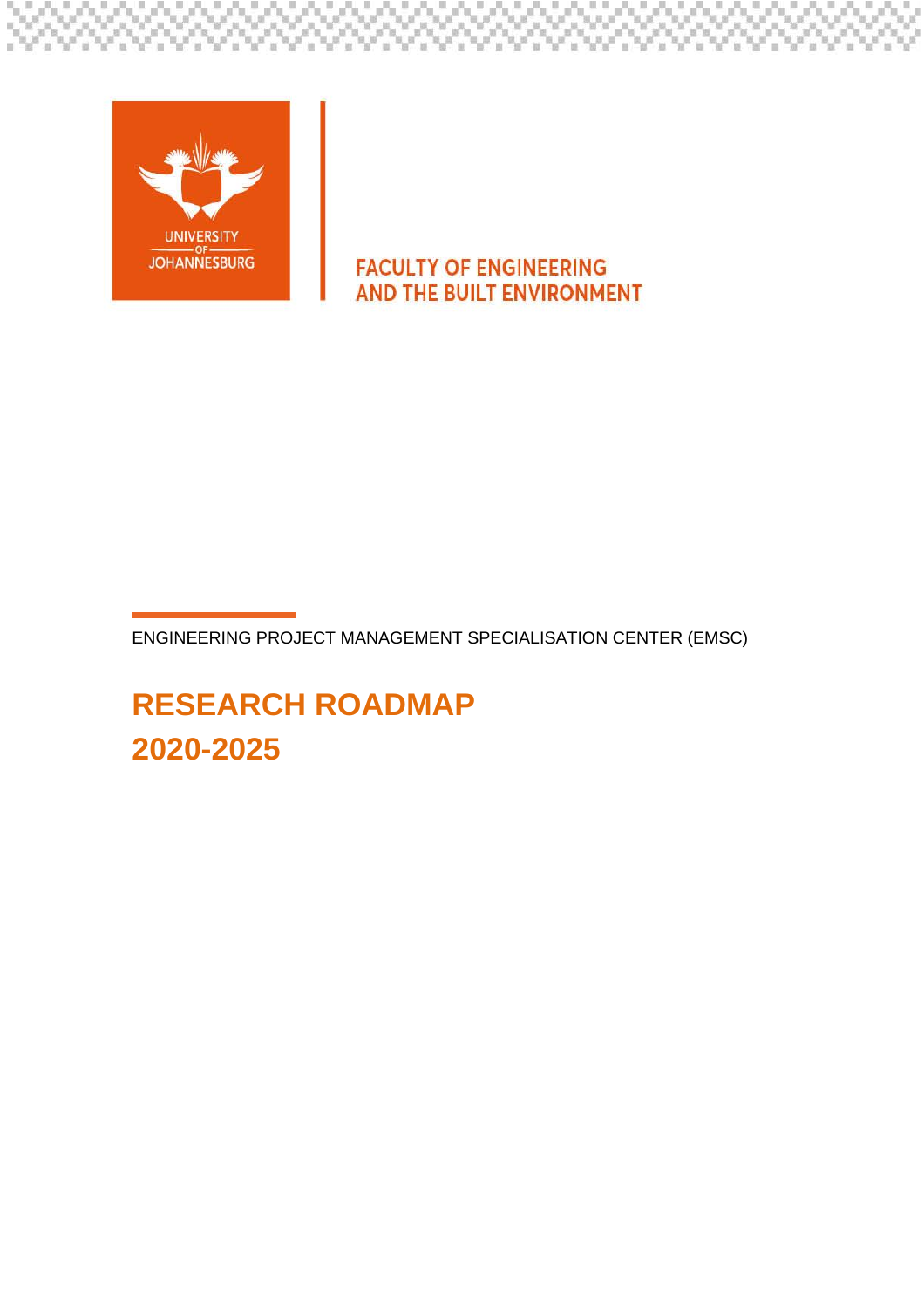UNIVERSITY OF JOHANNESBURG

FACULTY OF ENGINEERING AND THE BUILT ENVIRONMENT

ENGINEERING PROJECT MANAGEMENT SPECIALISATION CENTER (EMSC)

# RESEARCH ROADMAP 2020-2025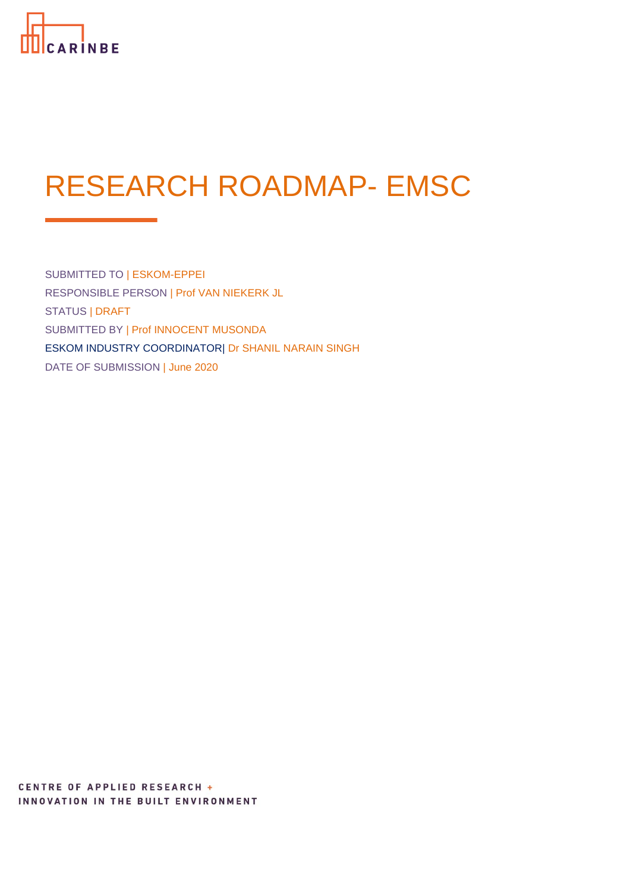CARINBE

# RESEARCH ROADMAP- EMSC

SUBMITTED TO | ESKOM-EPPEI

RESPONSIBLE PERSON | Prof VAN NIEKERK JL

STATUS | DRAFT

SUBMITTED BY | Prof INNOCENT MUSONDA

ESKOM INDUSTRY COORDINATOR| Dr SHANIL NARAIN SINGH

DATE OF SUBMISSION | June 2020

CENTRE OF APPLIED RESEARCH + INNOVATION IN THE BUILT ENVIRONMENT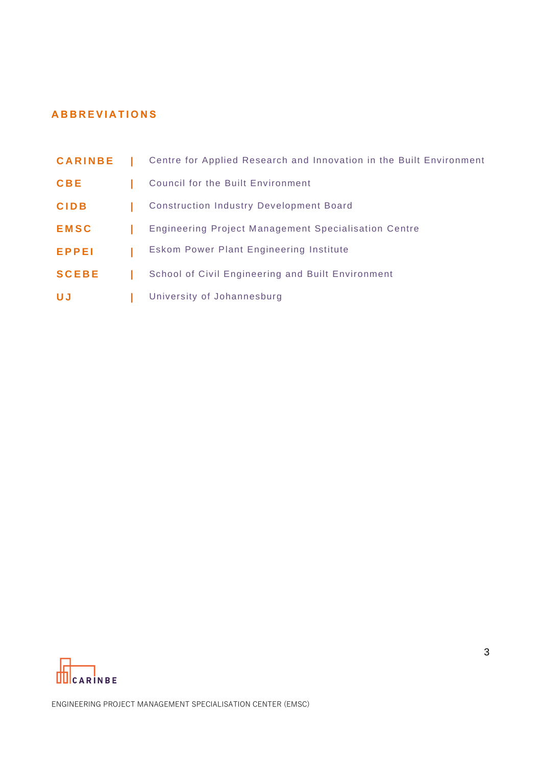## ABBREVIATIONS

| | |
|---|---|
| **CARINBE** | Centre for Applied Research and Innovation in the Built Environment |
| **CBE** | Council for the Built Environment |
| **CIDB** | Construction Industry Development Board |
| **EMSC** | Engineering Project Management Specialisation Centre |
| **EPPEI** | Eskom Power Plant Engineering Institute |
| **SCEBE** | School of Civil Engineering and Built Environment |
| **UJ** | University of Johannesburg |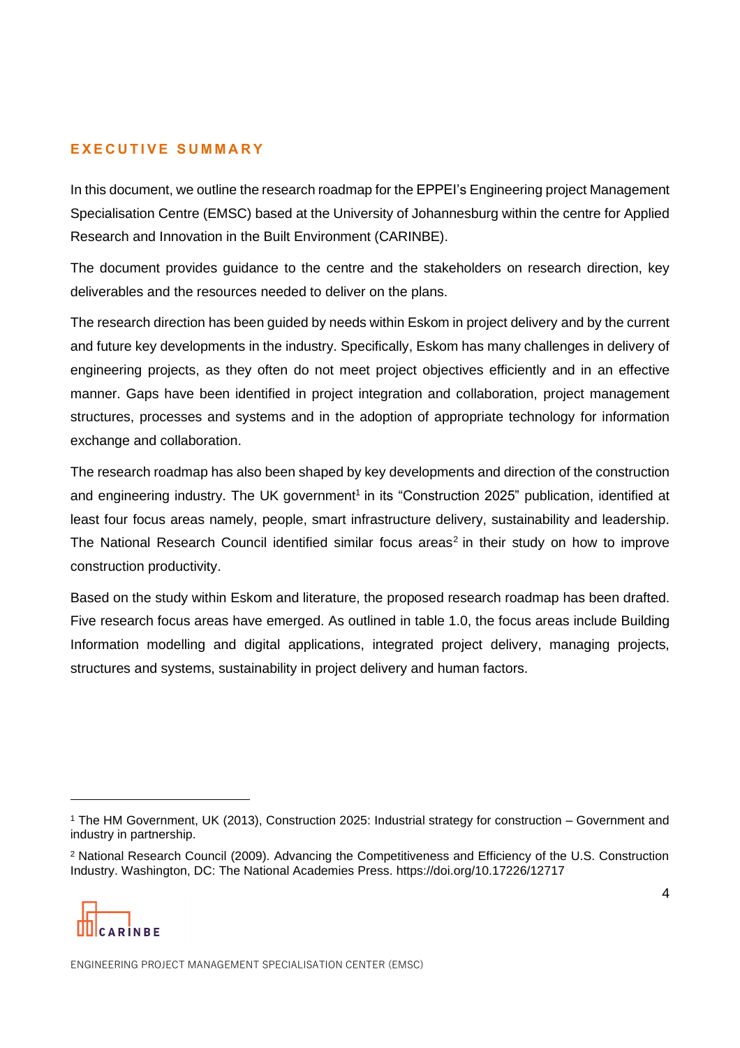## EXECUTIVE SUMMARY

In this document, we outline the research roadmap for the EPPEI's Engineering project Management Specialisation Centre (EMSC) based at the University of Johannesburg within the centre for Applied Research and Innovation in the Built Environment (CARINBE).

The document provides guidance to the centre and the stakeholders on research direction, key deliverables and the resources needed to deliver on the plans.

The research direction has been guided by needs within Eskom in project delivery and by the current and future key developments in the industry. Specifically, Eskom has many challenges in delivery of engineering projects, as they often do not meet project objectives efficiently and in an effective manner. Gaps have been identified in project integration and collaboration, project management structures, processes and systems and in the adoption of appropriate technology for information exchange and collaboration.

The research roadmap has also been shaped by key developments and direction of the construction and engineering industry. The UK government[1] in its "Construction 2025" publication, identified at least four focus areas namely, people, smart infrastructure delivery, sustainability and leadership. The National Research Council identified similar focus areas[2] in their study on how to improve construction productivity.

Based on the study within Eskom and literature, the proposed research roadmap has been drafted. Five research focus areas have emerged. As outlined in table 1.0, the focus areas include Building Information modelling and digital applications, integrated project delivery, managing projects, structures and systems, sustainability in project delivery and human factors.

---

[1] The HM Government, UK (2013), Construction 2025: Industrial strategy for construction – Government and industry in partnership.

[2] National Research Council (2009). Advancing the Competitiveness and Efficiency of the U.S. Construction Industry. Washington, DC: The National Academies Press. https://doi.org/10.17226/12717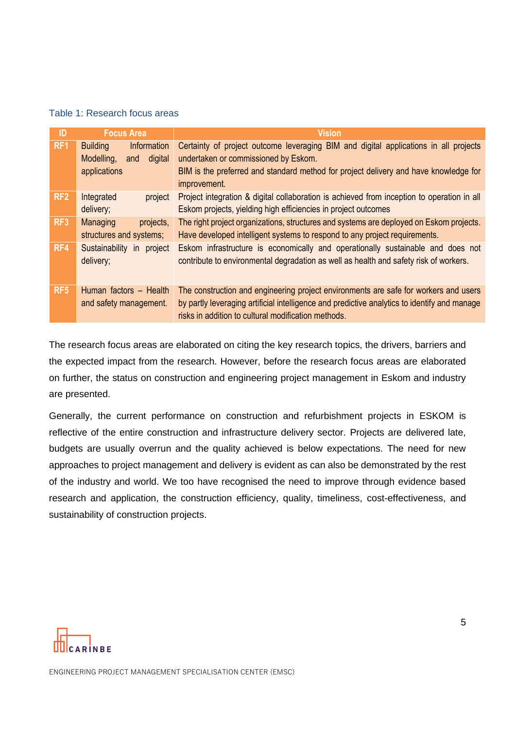Table 1: Research focus areas

| ID | Focus Area | Vision |
|---|---|---|
| RF1 | Building Information Modelling, and digital applications | Certainty of project outcome leveraging BIM and digital applications in all projects undertaken or commissioned by Eskom.<br>BIM is the preferred and standard method for project delivery and have knowledge for improvement. |
| RF2 | Integrated project delivery; | Project integration & digital collaboration is achieved from inception to operation in all Eskom projects, yielding high efficiencies in project outcomes |
| RF3 | Managing projects, structures and systems; | The right project organizations, structures and systems are deployed on Eskom projects. Have developed intelligent systems to respond to any project requirements. |
| RF4 | Sustainability in project delivery; | Eskom infrastructure is economically and operationally sustainable and does not contribute to environmental degradation as well as health and safety risk of workers. |
| RF5 | Human factors – Health and safety management. | The construction and engineering project environments are safe for workers and users by partly leveraging artificial intelligence and predictive analytics to identify and manage risks in addition to cultural modification methods. |

The research focus areas are elaborated on citing the key research topics, the drivers, barriers and the expected impact from the research. However, before the research focus areas are elaborated on further, the status on construction and engineering project management in Eskom and industry are presented.

Generally, the current performance on construction and refurbishment projects in ESKOM is reflective of the entire construction and infrastructure delivery sector. Projects are delivered late, budgets are usually overrun and the quality achieved is below expectations. The need for new approaches to project management and delivery is evident as can also be demonstrated by the rest of the industry and world. We too have recognised the need to improve through evidence based research and application, the construction efficiency, quality, timeliness, cost-effectiveness, and sustainability of construction projects.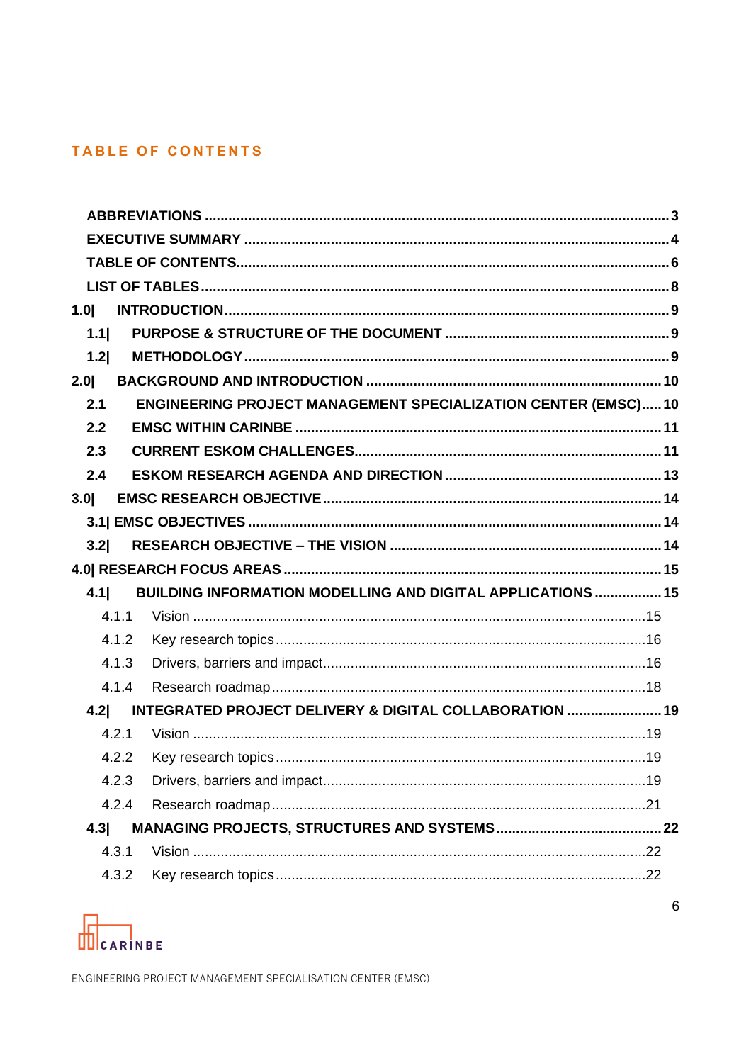## TABLE OF CONTENTS

**ABBREVIATIONS** .......... 3
**EXECUTIVE SUMMARY** .......... 4
**TABLE OF CONTENTS** .......... 6
**LIST OF TABLES** .......... 8
**1.0| INTRODUCTION** .......... 9
- **1.1| PURPOSE & STRUCTURE OF THE DOCUMENT** .......... 9
- **1.2| METHODOLOGY** .......... 9

**2.0| BACKGROUND AND INTRODUCTION** .......... 10
- **2.1 ENGINEERING PROJECT MANAGEMENT SPECIALIZATION CENTER (EMSC)** .......... 10
- **2.2 EMSC WITHIN CARINBE** .......... 11
- **2.3 CURRENT ESKOM CHALLENGES** .......... 11
- **2.4 ESKOM RESEARCH AGENDA AND DIRECTION** .......... 13

**3.0| EMSC RESEARCH OBJECTIVE** .......... 14
- **3.1| EMSC OBJECTIVES** .......... 14
- **3.2| RESEARCH OBJECTIVE – THE VISION** .......... 14

**4.0| RESEARCH FOCUS AREAS** .......... 15
- **4.1| BUILDING INFORMATION MODELLING AND DIGITAL APPLICATIONS** .......... 15
  - 4.1.1 Vision .......... 15
  - 4.1.2 Key research topics .......... 16
  - 4.1.3 Drivers, barriers and impact .......... 16
  - 4.1.4 Research roadmap .......... 18
- **4.2| INTEGRATED PROJECT DELIVERY & DIGITAL COLLABORATION** .......... 19
  - 4.2.1 Vision .......... 19
  - 4.2.2 Key research topics .......... 19
  - 4.2.3 Drivers, barriers and impact .......... 19
  - 4.2.4 Research roadmap .......... 21
- **4.3| MANAGING PROJECTS, STRUCTURES AND SYSTEMS** .......... 22
  - 4.3.1 Vision .......... 22
  - 4.3.2 Key research topics .......... 22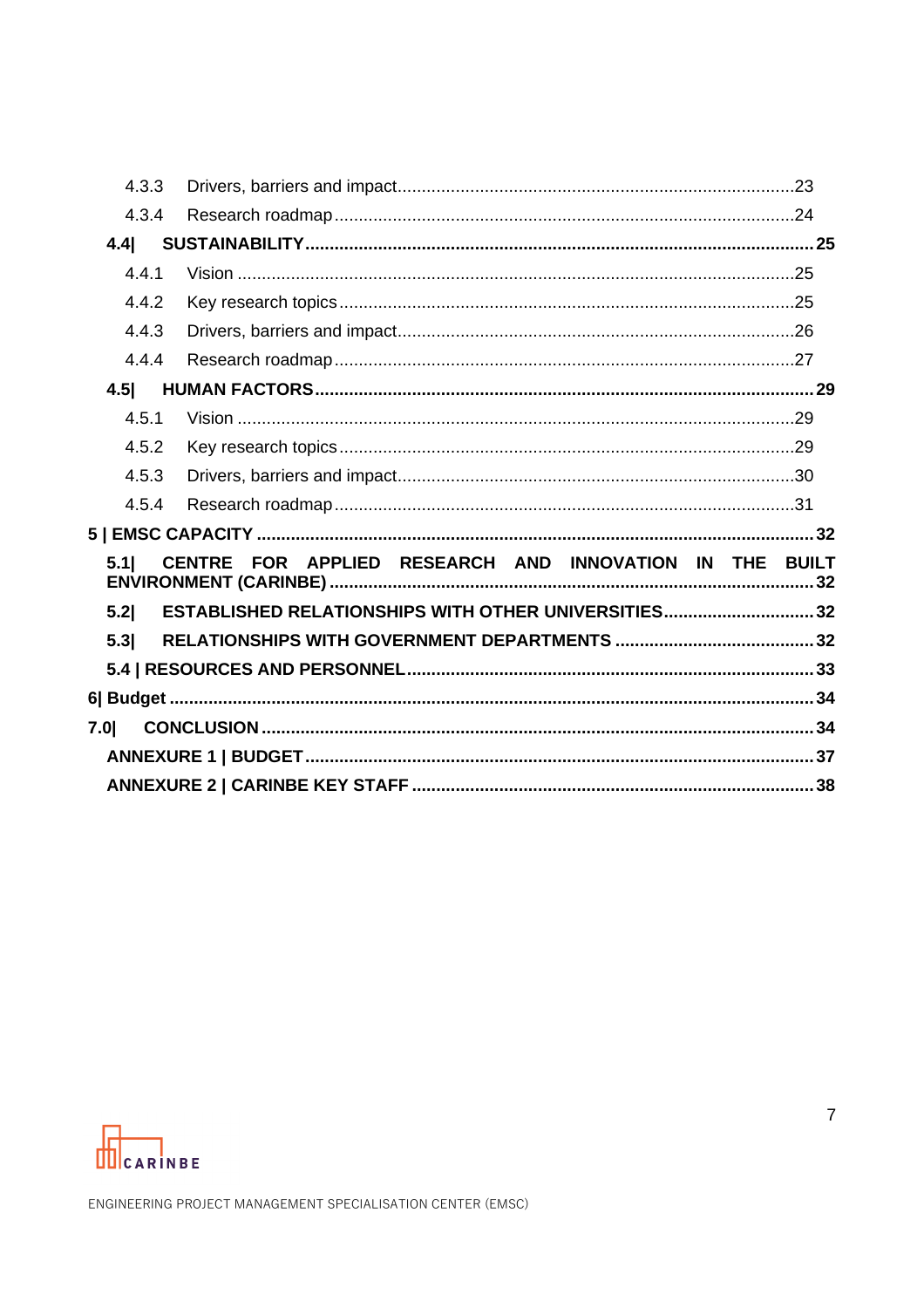4.3.3 Drivers, barriers and impact.......................................................................................23

4.3.4 Research roadmap..........................................................................................................24

**4.4| SUSTAINABILITY.....................................................................................................25**

4.4.1 Vision ...............................................................................................................................25

4.4.2 Key research topics..........................................................................................................25

4.4.3 Drivers, barriers and impact.......................................................................................26

4.4.4 Research roadmap..........................................................................................................27

**4.5| HUMAN FACTORS....................................................................................................29**

4.5.1 Vision ...............................................................................................................................29

4.5.2 Key research topics..........................................................................................................29

4.5.3 Drivers, barriers and impact.......................................................................................30

4.5.4 Research roadmap..........................................................................................................31

**5 | EMSC CAPACITY ..........................................................................................................32**

**5.1| CENTRE FOR APPLIED RESEARCH AND INNOVATION IN THE BUILT ENVIRONMENT (CARINBE) ..................................................................................................32**

**5.2| ESTABLISHED RELATIONSHIPS WITH OTHER UNIVERSITIES.............................32**

**5.3| RELATIONSHIPS WITH GOVERNMENT DEPARTMENTS .......................................32**

**5.4 | RESOURCES AND PERSONNEL.............................................................................33**

**6| Budget ................................................................................................................................34**

**7.0| CONCLUSION ..............................................................................................................34**

**ANNEXURE 1 | BUDGET.....................................................................................................37**

**ANNEXURE 2 | CARINBE KEY STAFF ................................................................................38**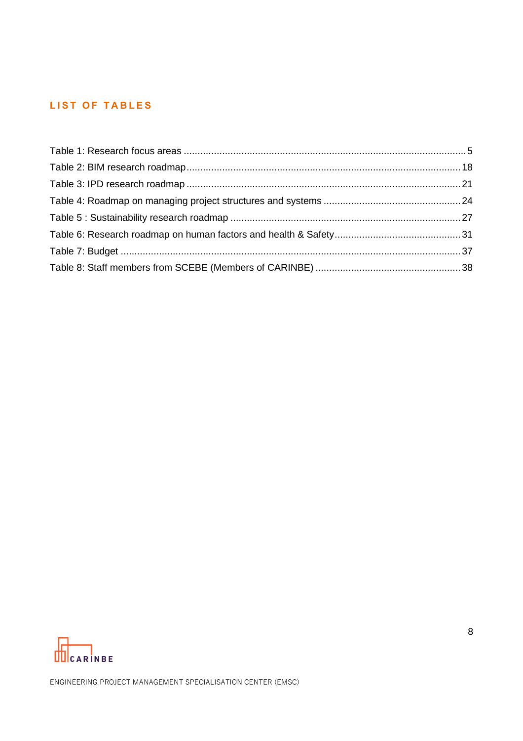## LIST OF TABLES

Table 1: Research focus areas ........................................................................................................ 5
Table 2: BIM research roadmap.................................................................................................... 18
Table 3: IPD research roadmap .................................................................................................... 21
Table 4: Roadmap on managing project structures and systems .................................................. 24
Table 5 : Sustainability research roadmap .................................................................................... 27
Table 6: Research roadmap on human factors and health & Safety............................................. 31
Table 7: Budget ............................................................................................................................ 37
Table 8: Staff members from SCEBE (Members of CARINBE) ..................................................... 38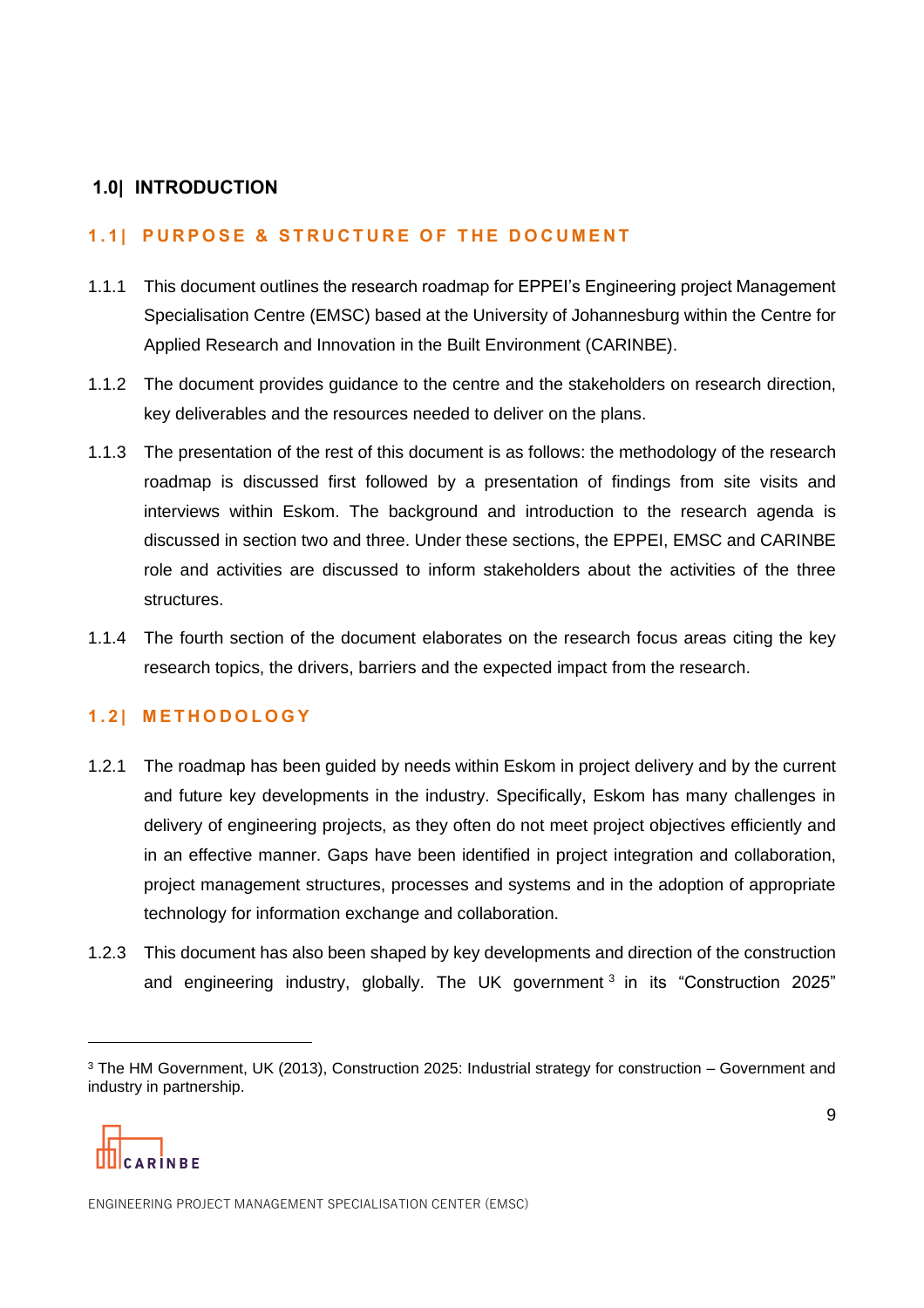# 1.0| INTRODUCTION

## 1.1| PURPOSE & STRUCTURE OF THE DOCUMENT

1.1.1 This document outlines the research roadmap for EPPEI's Engineering project Management Specialisation Centre (EMSC) based at the University of Johannesburg within the Centre for Applied Research and Innovation in the Built Environment (CARINBE).

1.1.2 The document provides guidance to the centre and the stakeholders on research direction, key deliverables and the resources needed to deliver on the plans.

1.1.3 The presentation of the rest of this document is as follows: the methodology of the research roadmap is discussed first followed by a presentation of findings from site visits and interviews within Eskom. The background and introduction to the research agenda is discussed in section two and three. Under these sections, the EPPEI, EMSC and CARINBE role and activities are discussed to inform stakeholders about the activities of the three structures.

1.1.4 The fourth section of the document elaborates on the research focus areas citing the key research topics, the drivers, barriers and the expected impact from the research.

## 1.2| METHODOLOGY

1.2.1 The roadmap has been guided by needs within Eskom in project delivery and by the current and future key developments in the industry. Specifically, Eskom has many challenges in delivery of engineering projects, as they often do not meet project objectives efficiently and in an effective manner. Gaps have been identified in project integration and collaboration, project management structures, processes and systems and in the adoption of appropriate technology for information exchange and collaboration.

1.2.3 This document has also been shaped by key developments and direction of the construction and engineering industry, globally. The UK government [3] in its "Construction 2025"

---

[3] The HM Government, UK (2013), Construction 2025: Industrial strategy for construction – Government and industry in partnership.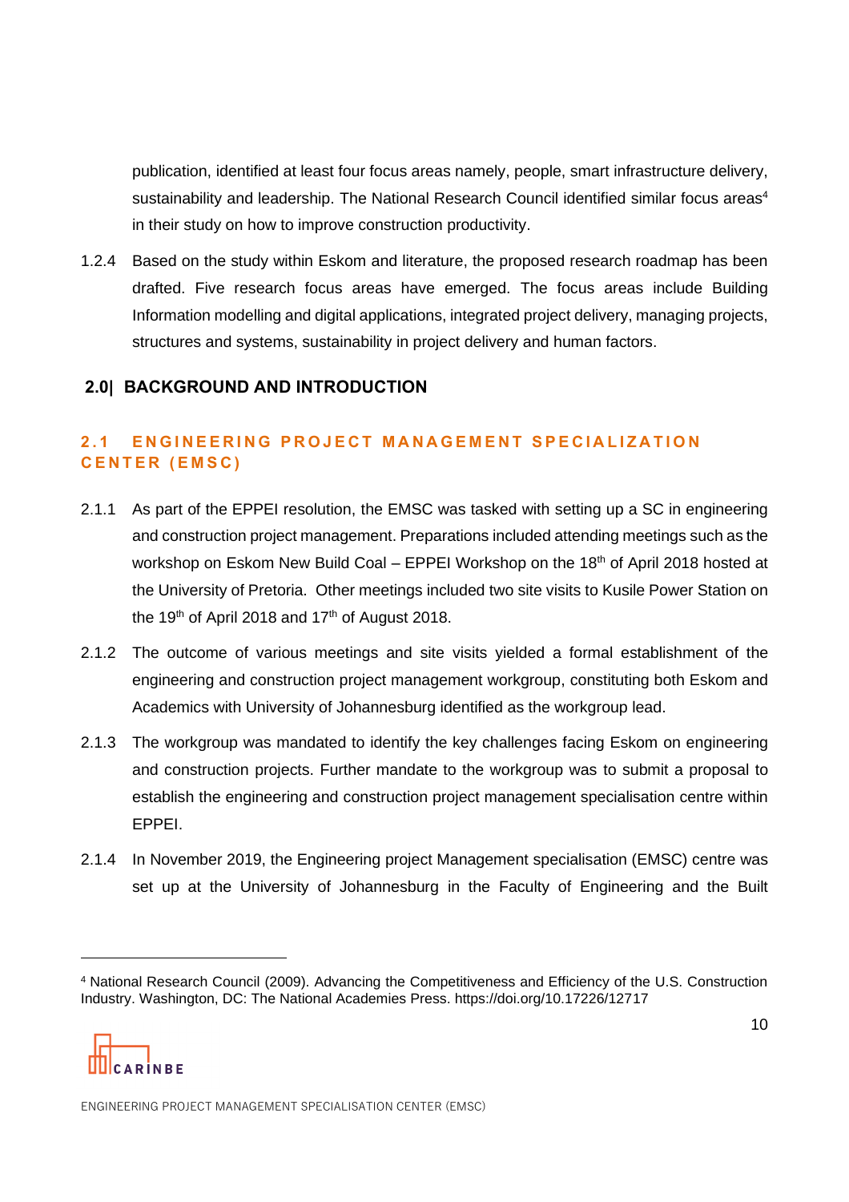publication, identified at least four focus areas namely, people, smart infrastructure delivery, sustainability and leadership. The National Research Council identified similar focus areas[4] in their study on how to improve construction productivity.

1.2.4 Based on the study within Eskom and literature, the proposed research roadmap has been drafted. Five research focus areas have emerged. The focus areas include Building Information modelling and digital applications, integrated project delivery, managing projects, structures and systems, sustainability in project delivery and human factors.

## 2.0| BACKGROUND AND INTRODUCTION

### 2.1 ENGINEERING PROJECT MANAGEMENT SPECIALIZATION CENTER (EMSC)

2.1.1 As part of the EPPEI resolution, the EMSC was tasked with setting up a SC in engineering and construction project management. Preparations included attending meetings such as the workshop on Eskom New Build Coal – EPPEI Workshop on the 18th of April 2018 hosted at the University of Pretoria. Other meetings included two site visits to Kusile Power Station on the 19th of April 2018 and 17th of August 2018.

2.1.2 The outcome of various meetings and site visits yielded a formal establishment of the engineering and construction project management workgroup, constituting both Eskom and Academics with University of Johannesburg identified as the workgroup lead.

2.1.3 The workgroup was mandated to identify the key challenges facing Eskom on engineering and construction projects. Further mandate to the workgroup was to submit a proposal to establish the engineering and construction project management specialisation centre within EPPEI.

2.1.4 In November 2019, the Engineering project Management specialisation (EMSC) centre was set up at the University of Johannesburg in the Faculty of Engineering and the Built

---

[4] National Research Council (2009). Advancing the Competitiveness and Efficiency of the U.S. Construction Industry. Washington, DC: The National Academies Press. https://doi.org/10.17226/12717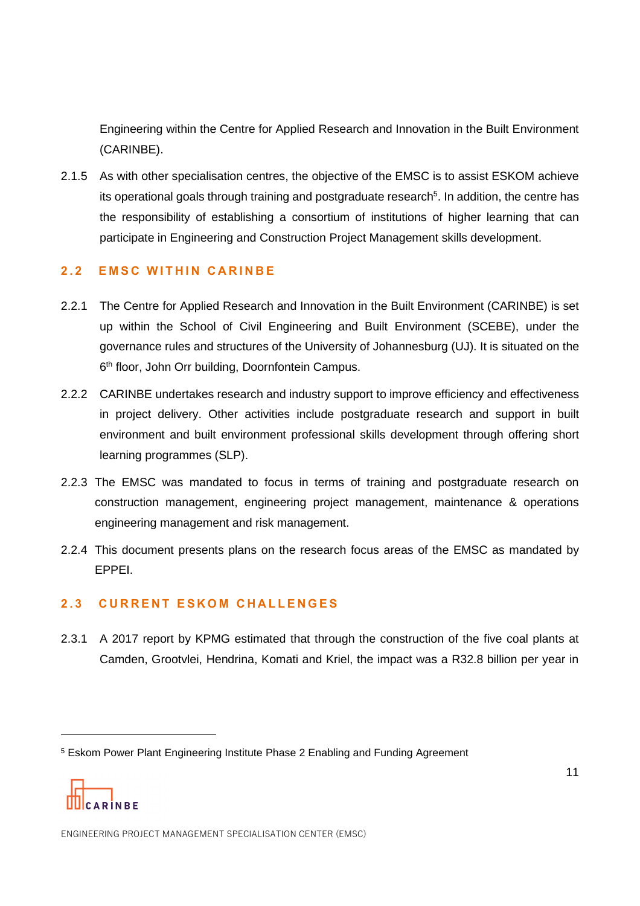Engineering within the Centre for Applied Research and Innovation in the Built Environment (CARINBE).

2.1.5 As with other specialisation centres, the objective of the EMSC is to assist ESKOM achieve its operational goals through training and postgraduate research[5]. In addition, the centre has the responsibility of establishing a consortium of institutions of higher learning that can participate in Engineering and Construction Project Management skills development.

## 2.2 EMSC WITHIN CARINBE

2.2.1 The Centre for Applied Research and Innovation in the Built Environment (CARINBE) is set up within the School of Civil Engineering and Built Environment (SCEBE), under the governance rules and structures of the University of Johannesburg (UJ). It is situated on the 6th floor, John Orr building, Doornfontein Campus.

2.2.2 CARINBE undertakes research and industry support to improve efficiency and effectiveness in project delivery. Other activities include postgraduate research and support in built environment and built environment professional skills development through offering short learning programmes (SLP).

2.2.3 The EMSC was mandated to focus in terms of training and postgraduate research on construction management, engineering project management, maintenance & operations engineering management and risk management.

2.2.4 This document presents plans on the research focus areas of the EMSC as mandated by EPPEI.

## 2.3 CURRENT ESKOM CHALLENGES

2.3.1 A 2017 report by KPMG estimated that through the construction of the five coal plants at Camden, Grootvlei, Hendrina, Komati and Kriel, the impact was a R32.8 billion per year in

---

[5] Eskom Power Plant Engineering Institute Phase 2 Enabling and Funding Agreement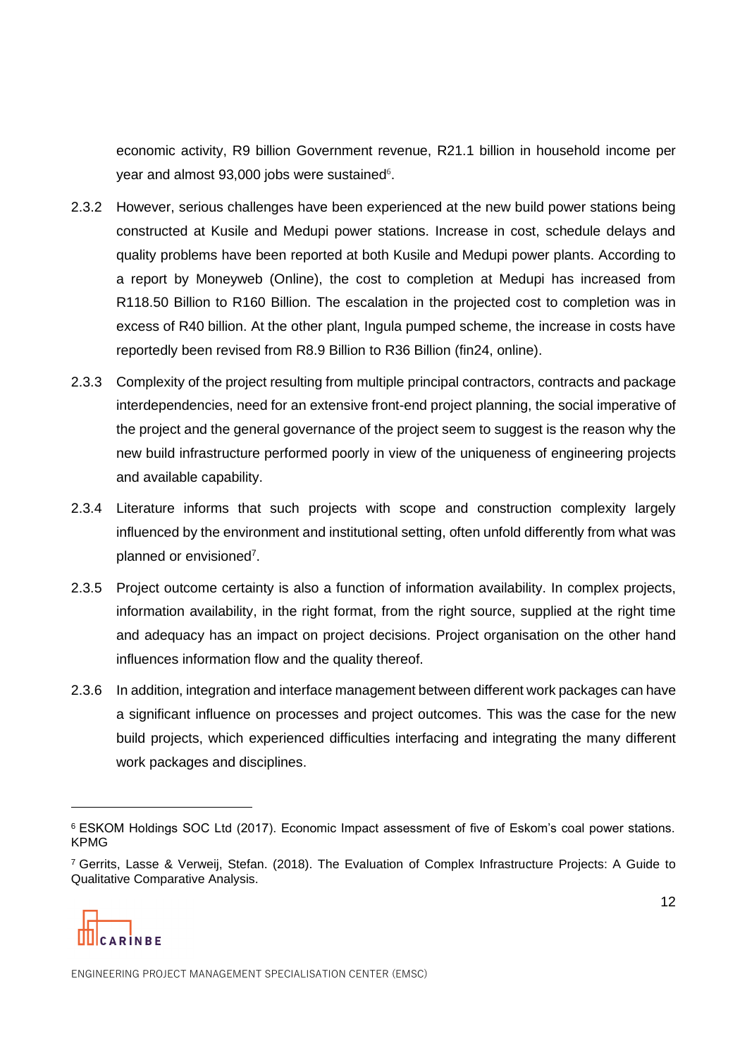economic activity, R9 billion Government revenue, R21.1 billion in household income per year and almost 93,000 jobs were sustained[6].

2.3.2 However, serious challenges have been experienced at the new build power stations being constructed at Kusile and Medupi power stations. Increase in cost, schedule delays and quality problems have been reported at both Kusile and Medupi power plants. According to a report by Moneyweb (Online), the cost to completion at Medupi has increased from R118.50 Billion to R160 Billion. The escalation in the projected cost to completion was in excess of R40 billion. At the other plant, Ingula pumped scheme, the increase in costs have reportedly been revised from R8.9 Billion to R36 Billion (fin24, online).

2.3.3 Complexity of the project resulting from multiple principal contractors, contracts and package interdependencies, need for an extensive front-end project planning, the social imperative of the project and the general governance of the project seem to suggest is the reason why the new build infrastructure performed poorly in view of the uniqueness of engineering projects and available capability.

2.3.4 Literature informs that such projects with scope and construction complexity largely influenced by the environment and institutional setting, often unfold differently from what was planned or envisioned[7].

2.3.5 Project outcome certainty is also a function of information availability. In complex projects, information availability, in the right format, from the right source, supplied at the right time and adequacy has an impact on project decisions. Project organisation on the other hand influences information flow and the quality thereof.

2.3.6 In addition, integration and interface management between different work packages can have a significant influence on processes and project outcomes. This was the case for the new build projects, which experienced difficulties interfacing and integrating the many different work packages and disciplines.

---

[6] ESKOM Holdings SOC Ltd (2017). Economic Impact assessment of five of Eskom's coal power stations. KPMG

[7] Gerrits, Lasse & Verweij, Stefan. (2018). The Evaluation of Complex Infrastructure Projects: A Guide to Qualitative Comparative Analysis.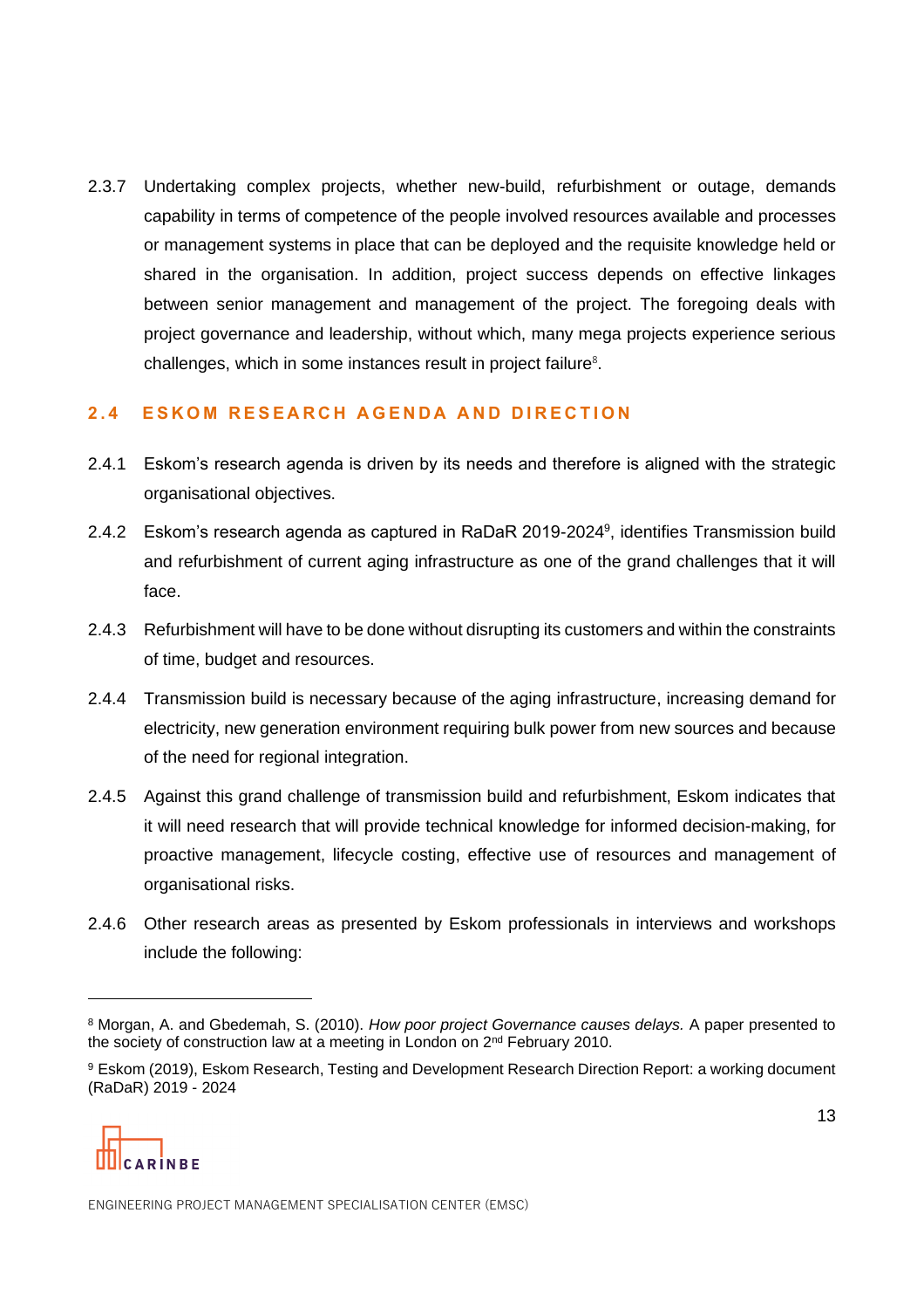2.3.7 Undertaking complex projects, whether new-build, refurbishment or outage, demands capability in terms of competence of the people involved resources available and processes or management systems in place that can be deployed and the requisite knowledge held or shared in the organisation. In addition, project success depends on effective linkages between senior management and management of the project. The foregoing deals with project governance and leadership, without which, many mega projects experience serious challenges, which in some instances result in project failure[8].

## 2.4 ESKOM RESEARCH AGENDA AND DIRECTION

2.4.1 Eskom's research agenda is driven by its needs and therefore is aligned with the strategic organisational objectives.

2.4.2 Eskom's research agenda as captured in RaDaR 2019-2024[9], identifies Transmission build and refurbishment of current aging infrastructure as one of the grand challenges that it will face.

2.4.3 Refurbishment will have to be done without disrupting its customers and within the constraints of time, budget and resources.

2.4.4 Transmission build is necessary because of the aging infrastructure, increasing demand for electricity, new generation environment requiring bulk power from new sources and because of the need for regional integration.

2.4.5 Against this grand challenge of transmission build and refurbishment, Eskom indicates that it will need research that will provide technical knowledge for informed decision-making, for proactive management, lifecycle costing, effective use of resources and management of organisational risks.

2.4.6 Other research areas as presented by Eskom professionals in interviews and workshops include the following:

---

[8] Morgan, A. and Gbedemah, S. (2010). *How poor project Governance causes delays.* A paper presented to the society of construction law at a meeting in London on 2nd February 2010.

[9] Eskom (2019), Eskom Research, Testing and Development Research Direction Report: a working document (RaDaR) 2019 - 2024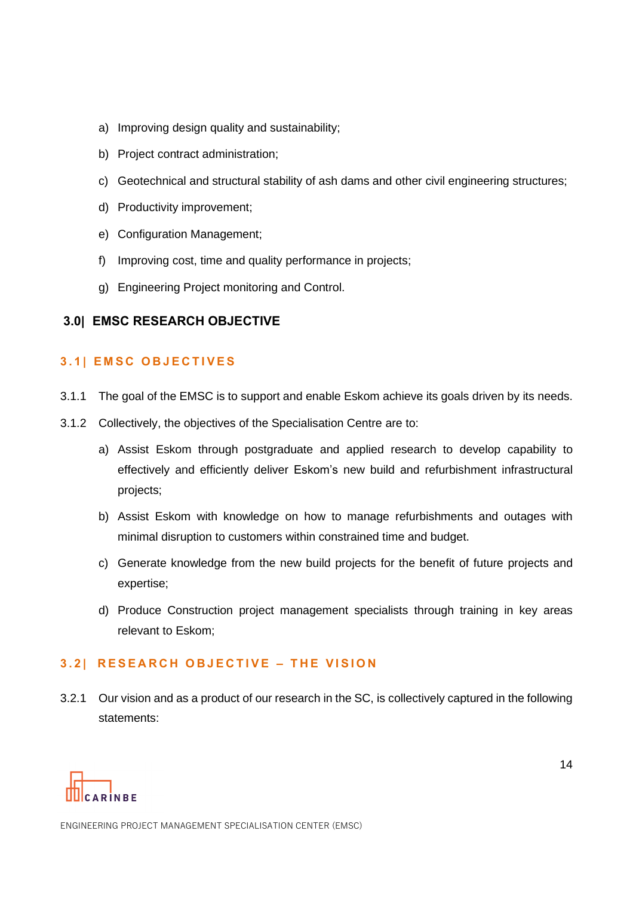a) Improving design quality and sustainability;

b) Project contract administration;

c) Geotechnical and structural stability of ash dams and other civil engineering structures;

d) Productivity improvement;

e) Configuration Management;

f) Improving cost, time and quality performance in projects;

g) Engineering Project monitoring and Control.

## 3.0| EMSC RESEARCH OBJECTIVE

### 3.1| EMSC OBJECTIVES

3.1.1 The goal of the EMSC is to support and enable Eskom achieve its goals driven by its needs.

3.1.2 Collectively, the objectives of the Specialisation Centre are to:

a) Assist Eskom through postgraduate and applied research to develop capability to effectively and efficiently deliver Eskom's new build and refurbishment infrastructural projects;

b) Assist Eskom with knowledge on how to manage refurbishments and outages with minimal disruption to customers within constrained time and budget.

c) Generate knowledge from the new build projects for the benefit of future projects and expertise;

d) Produce Construction project management specialists through training in key areas relevant to Eskom;

### 3.2| RESEARCH OBJECTIVE – THE VISION

3.2.1 Our vision and as a product of our research in the SC, is collectively captured in the following statements: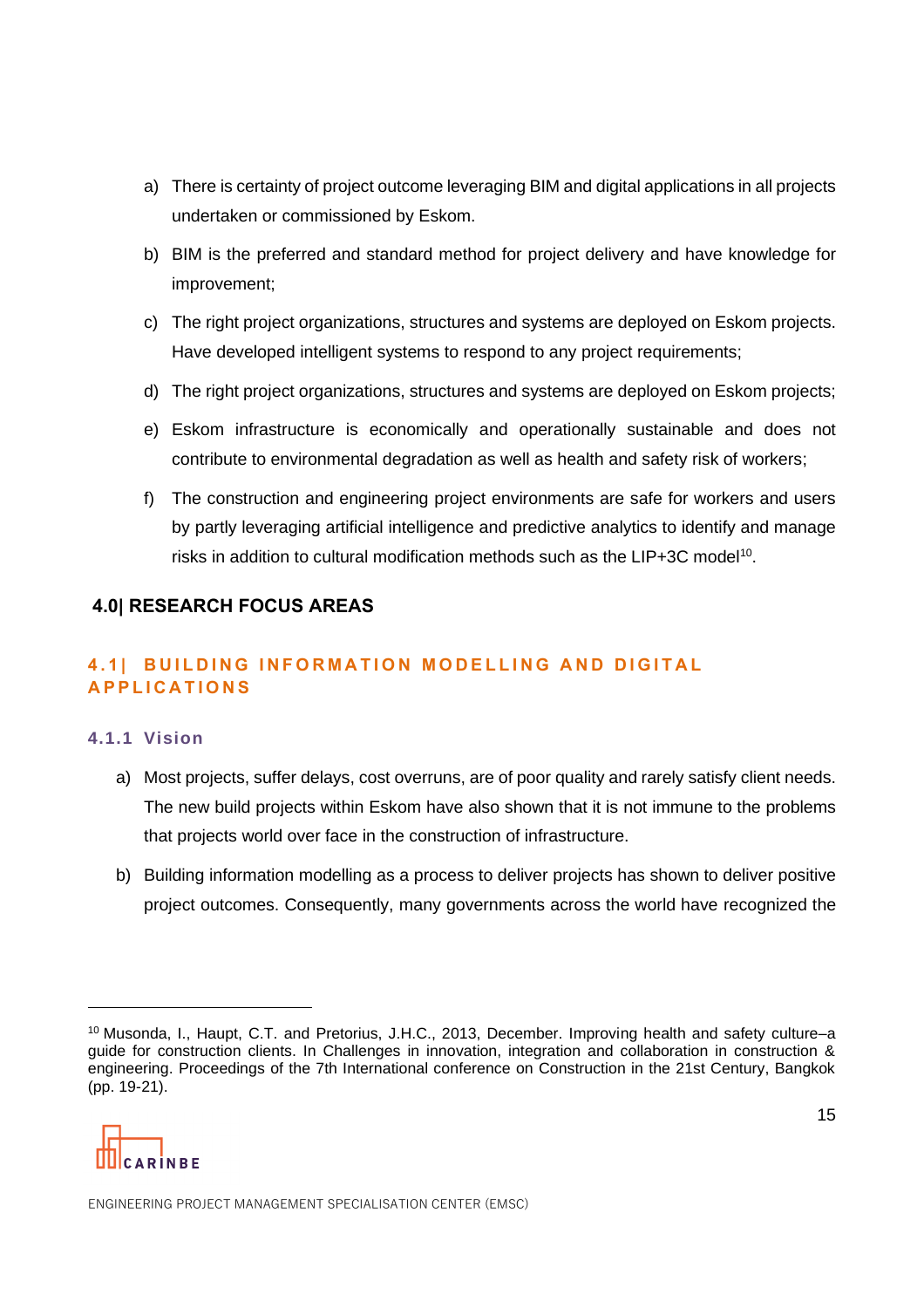a) There is certainty of project outcome leveraging BIM and digital applications in all projects undertaken or commissioned by Eskom.

b) BIM is the preferred and standard method for project delivery and have knowledge for improvement;

c) The right project organizations, structures and systems are deployed on Eskom projects. Have developed intelligent systems to respond to any project requirements;

d) The right project organizations, structures and systems are deployed on Eskom projects;

e) Eskom infrastructure is economically and operationally sustainable and does not contribute to environmental degradation as well as health and safety risk of workers;

f) The construction and engineering project environments are safe for workers and users by partly leveraging artificial intelligence and predictive analytics to identify and manage risks in addition to cultural modification methods such as the LIP+3C model[10].

# 4.0| RESEARCH FOCUS AREAS

## 4.1| BUILDING INFORMATION MODELLING AND DIGITAL APPLICATIONS

### 4.1.1 Vision

a) Most projects, suffer delays, cost overruns, are of poor quality and rarely satisfy client needs. The new build projects within Eskom have also shown that it is not immune to the problems that projects world over face in the construction of infrastructure.

b) Building information modelling as a process to deliver projects has shown to deliver positive project outcomes. Consequently, many governments across the world have recognized the

---

[10] Musonda, I., Haupt, C.T. and Pretorius, J.H.C., 2013, December. Improving health and safety culture–a guide for construction clients. In Challenges in innovation, integration and collaboration in construction & engineering. Proceedings of the 7th International conference on Construction in the 21st Century, Bangkok (pp. 19-21).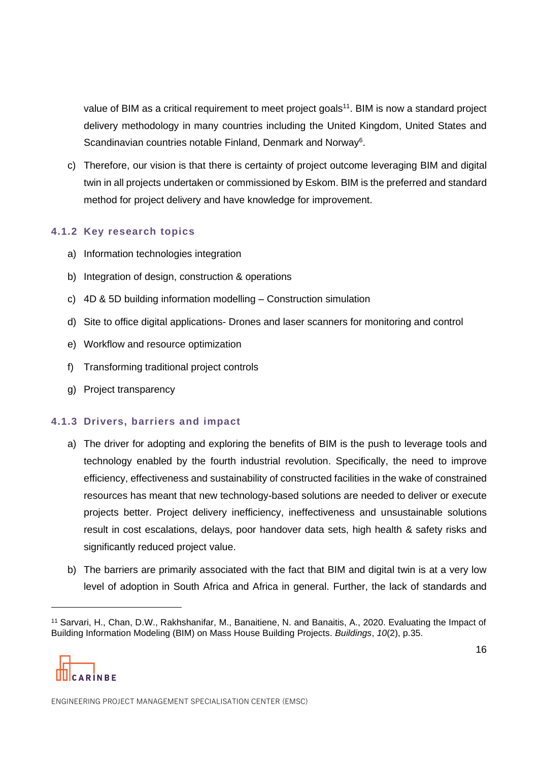value of BIM as a critical requirement to meet project goals[11]. BIM is now a standard project delivery methodology in many countries including the United Kingdom, United States and Scandinavian countries notable Finland, Denmark and Norway[6].

c) Therefore, our vision is that there is certainty of project outcome leveraging BIM and digital twin in all projects undertaken or commissioned by Eskom. BIM is the preferred and standard method for project delivery and have knowledge for improvement.

### 4.1.2 Key research topics

a) Information technologies integration

b) Integration of design, construction & operations

c) 4D & 5D building information modelling – Construction simulation

d) Site to office digital applications- Drones and laser scanners for monitoring and control

e) Workflow and resource optimization

f) Transforming traditional project controls

g) Project transparency

### 4.1.3 Drivers, barriers and impact

a) The driver for adopting and exploring the benefits of BIM is the push to leverage tools and technology enabled by the fourth industrial revolution. Specifically, the need to improve efficiency, effectiveness and sustainability of constructed facilities in the wake of constrained resources has meant that new technology-based solutions are needed to deliver or execute projects better. Project delivery inefficiency, ineffectiveness and unsustainable solutions result in cost escalations, delays, poor handover data sets, high health & safety risks and significantly reduced project value.

b) The barriers are primarily associated with the fact that BIM and digital twin is at a very low level of adoption in South Africa and Africa in general. Further, the lack of standards and

---

[11] Sarvari, H., Chan, D.W., Rakhshanifar, M., Banaitiene, N. and Banaitis, A., 2020. Evaluating the Impact of Building Information Modeling (BIM) on Mass House Building Projects. *Buildings*, *10*(2), p.35.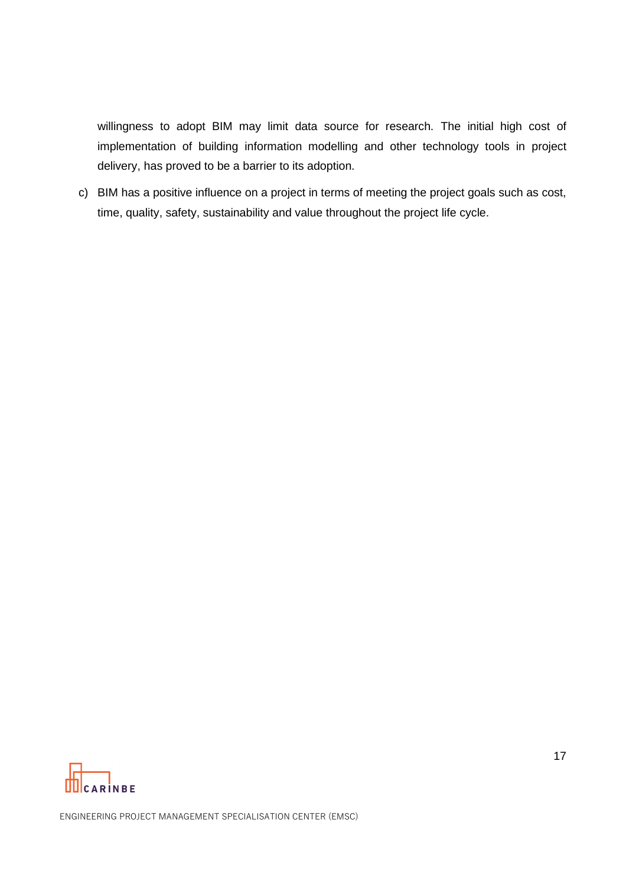willingness to adopt BIM may limit data source for research. The initial high cost of implementation of building information modelling and other technology tools in project delivery, has proved to be a barrier to its adoption.

c) BIM has a positive influence on a project in terms of meeting the project goals such as cost, time, quality, safety, sustainability and value throughout the project life cycle.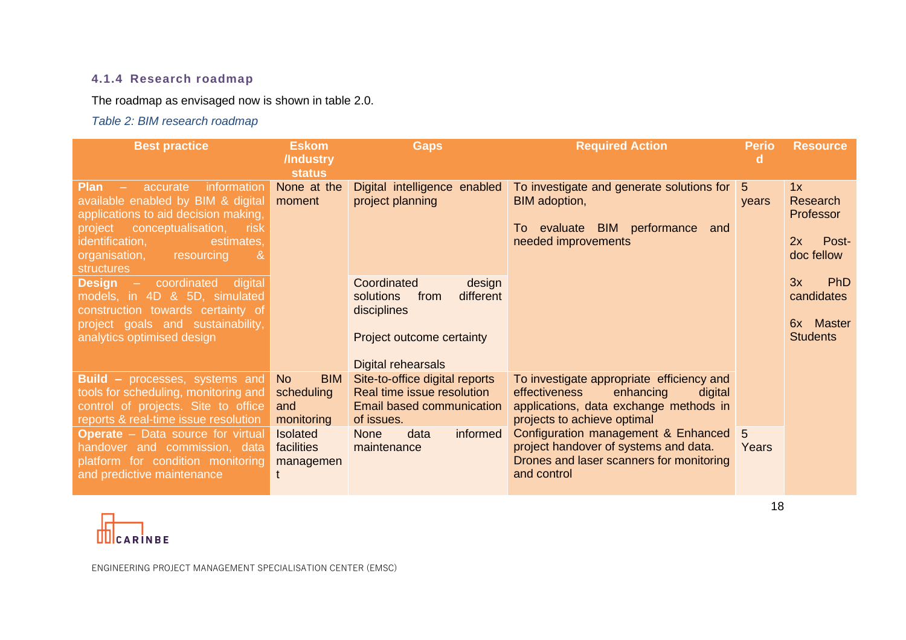### 4.1.4 Research roadmap

The roadmap as envisaged now is shown in table 2.0.

*Table 2: BIM research roadmap*

| Best practice | Eskom /Industry status | Gaps | Required Action | Period | Resource |
|---|---|---|---|---|---|
| **Plan** – accurate information available enabled by BIM & digital applications to aid decision making, project conceptualisation, risk identification, estimates, organisation, resourcing & structures | None at the moment | Digital intelligence enabled project planning | To investigate and generate solutions for BIM adoption,<br><br>To evaluate BIM performance and needed improvements | 5 years | 1x Research Professor<br><br>2x Post-doc fellow<br><br>3x PhD candidates<br><br>6x Master Students |
| **Design** – coordinated digital models, in 4D & 5D, simulated construction towards certainty of project goals and sustainability, analytics optimised design | | Coordinated design solutions from different disciplines<br><br>Project outcome certainty<br><br>Digital rehearsals | | | |
| **Build** – processes, systems and tools for scheduling, monitoring and control of projects. Site to office reports & real-time issue resolution | No BIM scheduling and monitoring | Site-to-office digital reports<br>Real time issue resolution<br>Email based communication of issues. | To investigate appropriate efficiency and effectiveness enhancing digital applications, data exchange methods in projects to achieve optimal | | |
| **Operate** – Data source for virtual handover and commission, data platform for condition monitoring and predictive maintenance | Isolated facilities management | None data informed maintenance | Configuration management & Enhanced project handover of systems and data.<br>Drones and laser scanners for monitoring and control | 5 Years | |

ENGINEERING PROJECT MANAGEMENT SPECIALISATION CENTER (EMSC)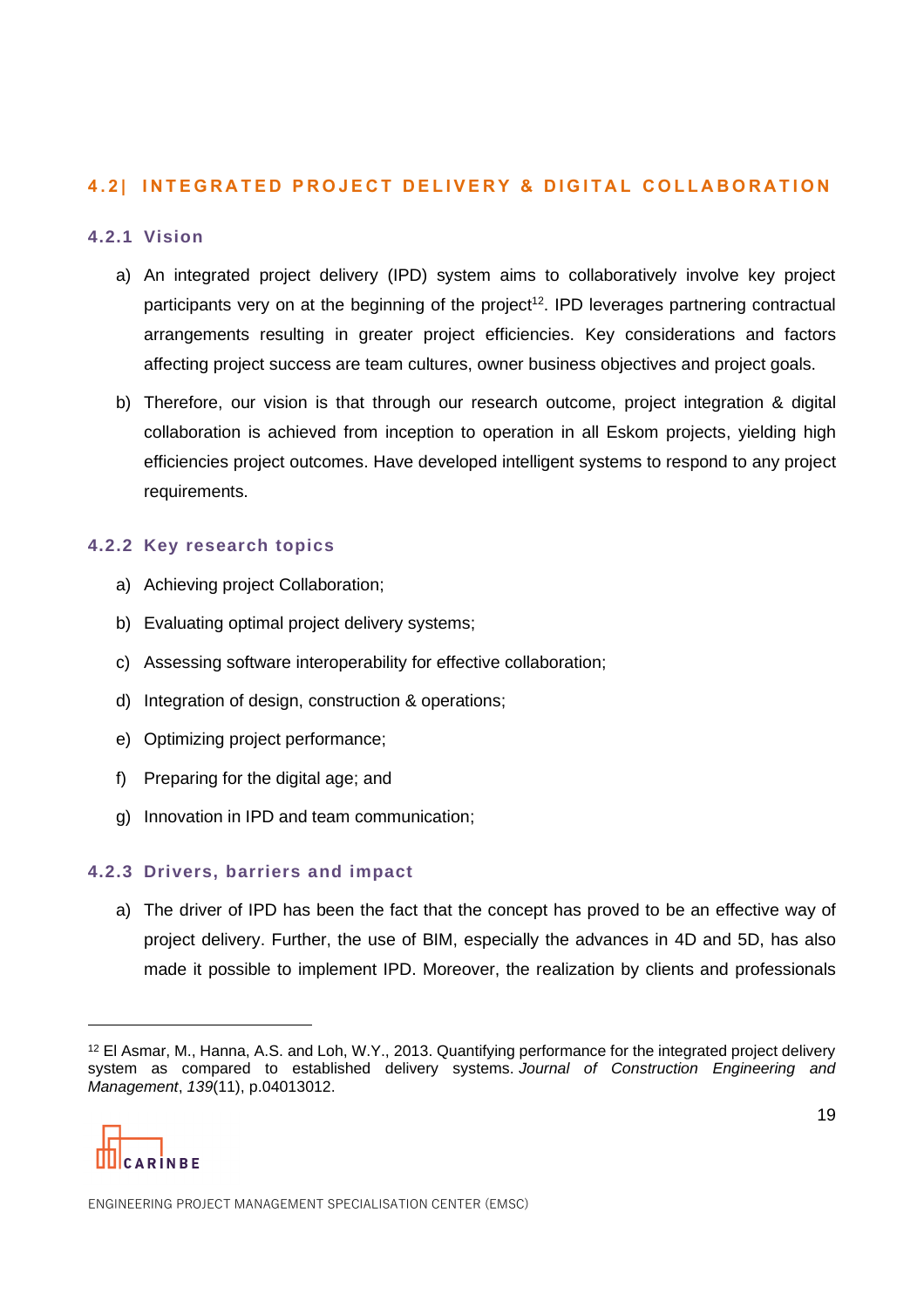## 4.2| INTEGRATED PROJECT DELIVERY & DIGITAL COLLABORATION

### 4.2.1 Vision

a) An integrated project delivery (IPD) system aims to collaboratively involve key project participants very on at the beginning of the project[12]. IPD leverages partnering contractual arrangements resulting in greater project efficiencies. Key considerations and factors affecting project success are team cultures, owner business objectives and project goals.

b) Therefore, our vision is that through our research outcome, project integration & digital collaboration is achieved from inception to operation in all Eskom projects, yielding high efficiencies project outcomes. Have developed intelligent systems to respond to any project requirements.

### 4.2.2 Key research topics

a) Achieving project Collaboration;

b) Evaluating optimal project delivery systems;

c) Assessing software interoperability for effective collaboration;

d) Integration of design, construction & operations;

e) Optimizing project performance;

f) Preparing for the digital age; and

g) Innovation in IPD and team communication;

### 4.2.3 Drivers, barriers and impact

a) The driver of IPD has been the fact that the concept has proved to be an effective way of project delivery. Further, the use of BIM, especially the advances in 4D and 5D, has also made it possible to implement IPD. Moreover, the realization by clients and professionals

---

[12] El Asmar, M., Hanna, A.S. and Loh, W.Y., 2013. Quantifying performance for the integrated project delivery system as compared to established delivery systems. *Journal of Construction Engineering and Management*, *139*(11), p.04013012.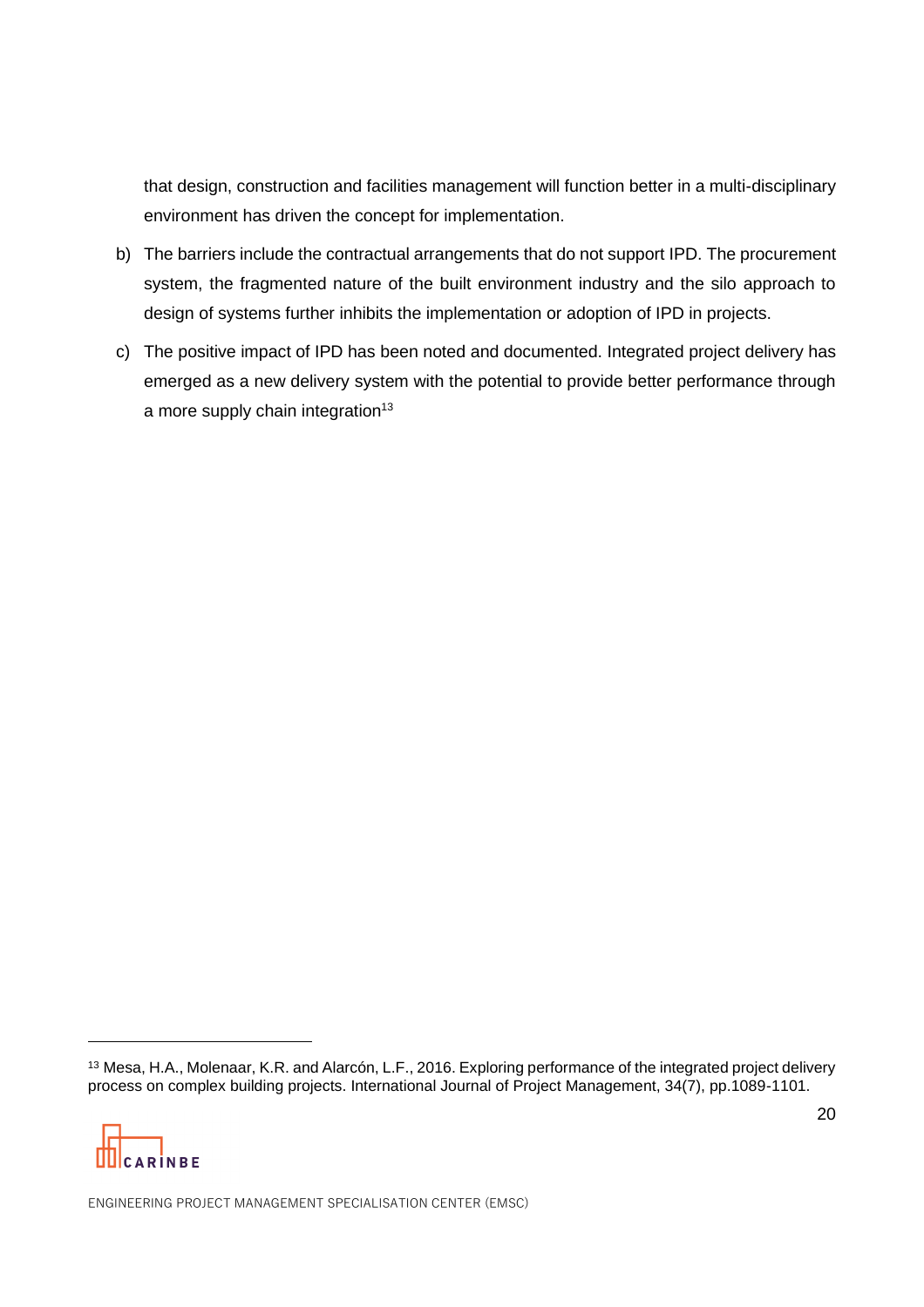that design, construction and facilities management will function better in a multi-disciplinary environment has driven the concept for implementation.

b) The barriers include the contractual arrangements that do not support IPD. The procurement system, the fragmented nature of the built environment industry and the silo approach to design of systems further inhibits the implementation or adoption of IPD in projects.

c) The positive impact of IPD has been noted and documented. Integrated project delivery has emerged as a new delivery system with the potential to provide better performance through a more supply chain integration[13]

[13] Mesa, H.A., Molenaar, K.R. and Alarcón, L.F., 2016. Exploring performance of the integrated project delivery process on complex building projects. International Journal of Project Management, 34(7), pp.1089-1101.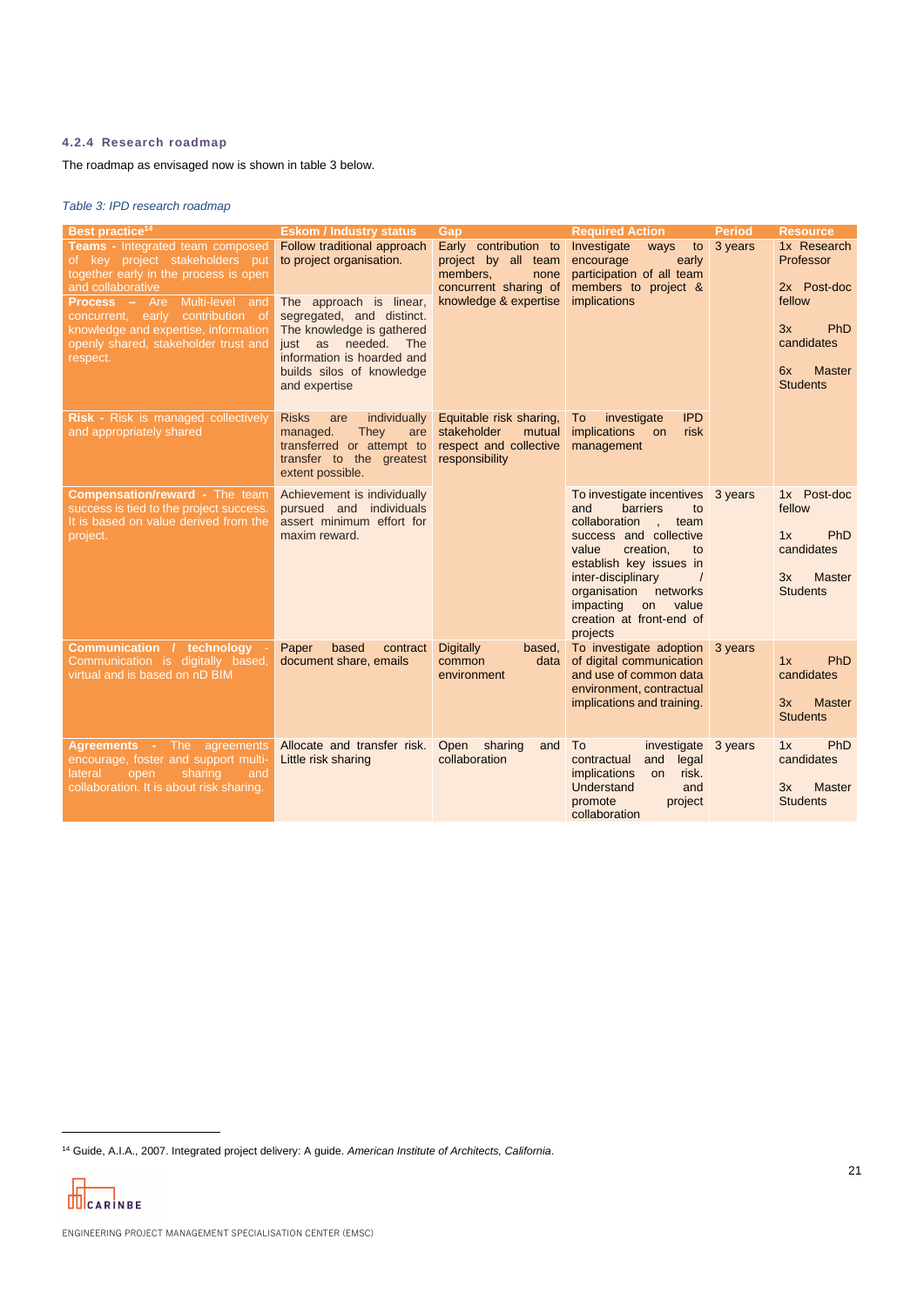### 4.2.4 Research roadmap

The roadmap as envisaged now is shown in table 3 below.

*Table 3: IPD research roadmap*

| Best practice[14] | Eskom / Industry status | Gap | Required Action | Period | Resource |
|---|---|---|---|---|---|
| **Teams -** Integrated team composed of key project stakeholders put together early in the process is open and collaborative | Follow traditional approach to project organisation. | Early contribution to project by all team members, none concurrent sharing of knowledge & expertise | Investigate ways to encourage early participation of all team members to project & implications | 3 years | 1x Research Professor<br><br>2x Post-doc fellow<br><br>3x PhD candidates<br><br>6x Master Students |
| **Process –** Are Multi-level and concurrent, early contribution of knowledge and expertise, information openly shared, stakeholder trust and respect. | The approach is linear, segregated, and distinct. The knowledge is gathered just as needed. The information is hoarded and builds silos of knowledge and expertise | | | | |
| **Risk -** Risk is managed collectively and appropriately shared | Risks are individually managed. They are transferred or attempt to transfer to the greatest extent possible. | Equitable risk sharing, stakeholder mutual respect and collective responsibility | To investigate IPD implications on risk management | | |
| **Compensation/reward -** The team success is tied to the project success. It is based on value derived from the project. | Achievement is individually pursued and individuals assert minimum effort for maxim reward. | | To investigate incentives and barriers to collaboration , team success and collective value creation, to establish key issues in inter-disciplinary / organisation networks impacting on value creation at front-end of projects | 3 years | 1x Post-doc fellow<br><br>1x PhD candidates<br><br>3x Master Students |
| **Communication / technology -** Communication is digitally based, virtual and is based on nD BIM | Paper based contract document share, emails | Digitally based, common data environment | To investigate adoption of digital communication and use of common data environment, contractual implications and training. | 3 years | 1x PhD candidates<br><br>3x Master Students |
| **Agreements -** The agreements encourage, foster and support multi-lateral open sharing and collaboration. It is about risk sharing. | Allocate and transfer risk. Little risk sharing | Open sharing and collaboration | To investigate contractual and legal implications on risk. Understand and promote project collaboration | 3 years | 1x PhD candidates<br><br>3x Master Students |

[14] Guide, A.I.A., 2007. Integrated project delivery: A guide. *American Institute of Architects, California*.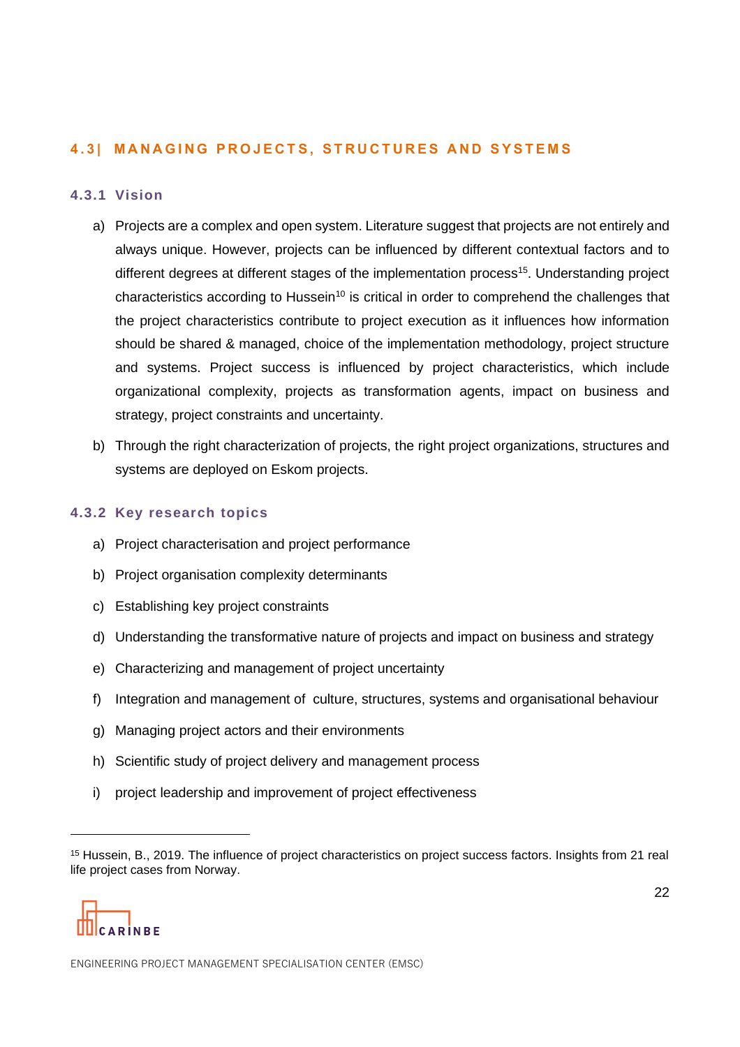## 4.3| MANAGING PROJECTS, STRUCTURES AND SYSTEMS

### 4.3.1 Vision

a) Projects are a complex and open system. Literature suggest that projects are not entirely and always unique. However, projects can be influenced by different contextual factors and to different degrees at different stages of the implementation process[15]. Understanding project characteristics according to Hussein[10] is critical in order to comprehend the challenges that the project characteristics contribute to project execution as it influences how information should be shared & managed, choice of the implementation methodology, project structure and systems. Project success is influenced by project characteristics, which include organizational complexity, projects as transformation agents, impact on business and strategy, project constraints and uncertainty.

b) Through the right characterization of projects, the right project organizations, structures and systems are deployed on Eskom projects.

### 4.3.2 Key research topics

a) Project characterisation and project performance

b) Project organisation complexity determinants

c) Establishing key project constraints

d) Understanding the transformative nature of projects and impact on business and strategy

e) Characterizing and management of project uncertainty

f) Integration and management of culture, structures, systems and organisational behaviour

g) Managing project actors and their environments

h) Scientific study of project delivery and management process

i) project leadership and improvement of project effectiveness

---

[15] Hussein, B., 2019. The influence of project characteristics on project success factors. Insights from 21 real life project cases from Norway.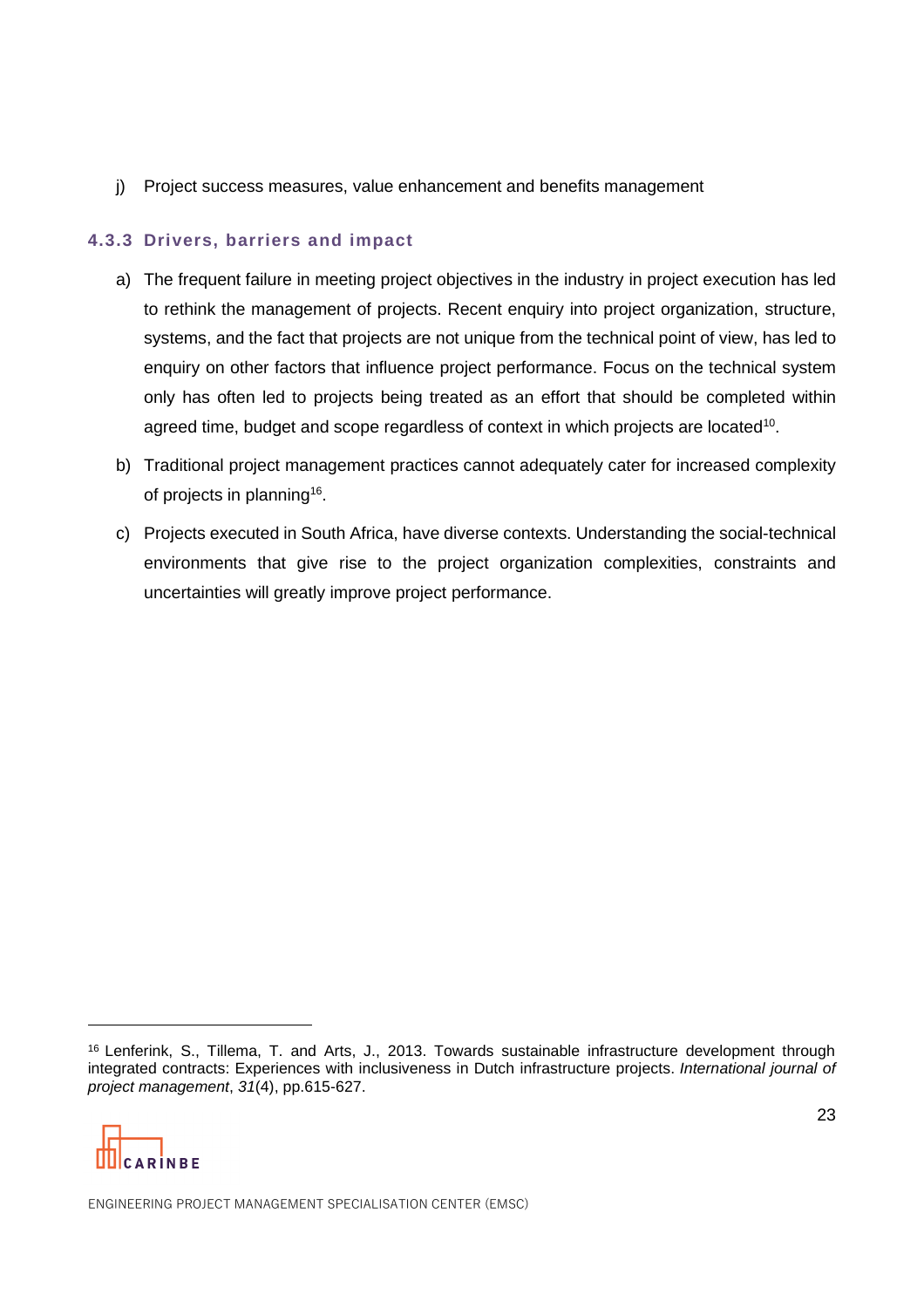j) Project success measures, value enhancement and benefits management

### 4.3.3 Drivers, barriers and impact

a) The frequent failure in meeting project objectives in the industry in project execution has led to rethink the management of projects. Recent enquiry into project organization, structure, systems, and the fact that projects are not unique from the technical point of view, has led to enquiry on other factors that influence project performance. Focus on the technical system only has often led to projects being treated as an effort that should be completed within agreed time, budget and scope regardless of context in which projects are located[10].

b) Traditional project management practices cannot adequately cater for increased complexity of projects in planning[16].

c) Projects executed in South Africa, have diverse contexts. Understanding the social-technical environments that give rise to the project organization complexities, constraints and uncertainties will greatly improve project performance.

---

[16] Lenferink, S., Tillema, T. and Arts, J., 2013. Towards sustainable infrastructure development through integrated contracts: Experiences with inclusiveness in Dutch infrastructure projects. *International journal of project management*, *31*(4), pp.615-627.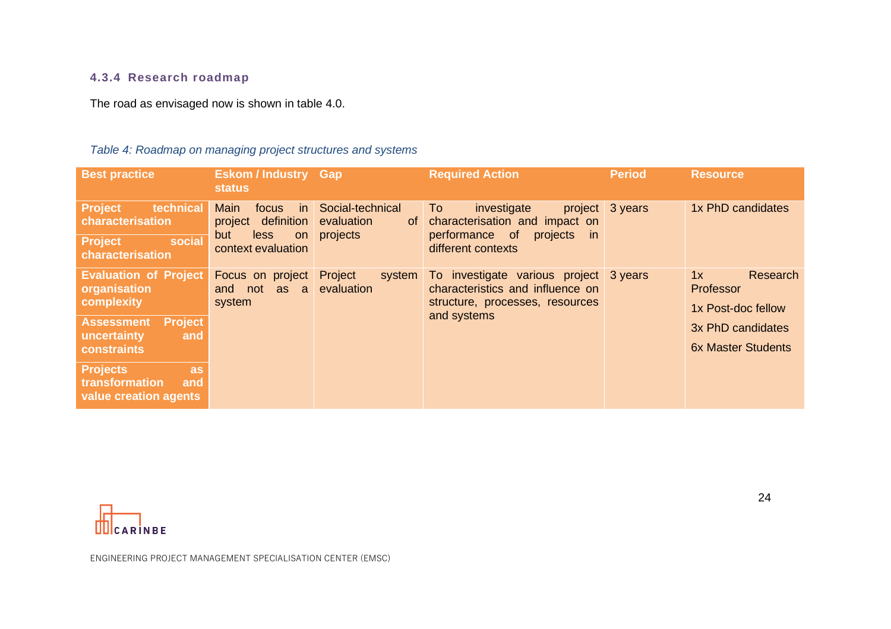#### 4.3.4 Research roadmap

The road as envisaged now is shown in table 4.0.

*Table 4: Roadmap on managing project structures and systems*

| Best practice | Eskom / Industry status | Gap | Required Action | Period | Resource |
|---|---|---|---|---|---|
| **Project technical characterisation**<br>**Project social characterisation** | Main focus in project definition but less on context evaluation | Social-technical evaluation of projects | To investigate project characterisation and impact on performance of projects in different contexts | 3 years | 1x PhD candidates |
| **Evaluation of Project organisation complexity**<br>**Assessment Project uncertainty and constraints**<br>**Projects as transformation and value creation agents** | Focus on project and not as a system | Project system evaluation | To investigate various project characteristics and influence on structure, processes, resources and systems | 3 years | 1x Research Professor<br>1x Post-doc fellow<br>3x PhD candidates<br>6x Master Students |

ENGINEERING PROJECT MANAGEMENT SPECIALISATION CENTER (EMSC)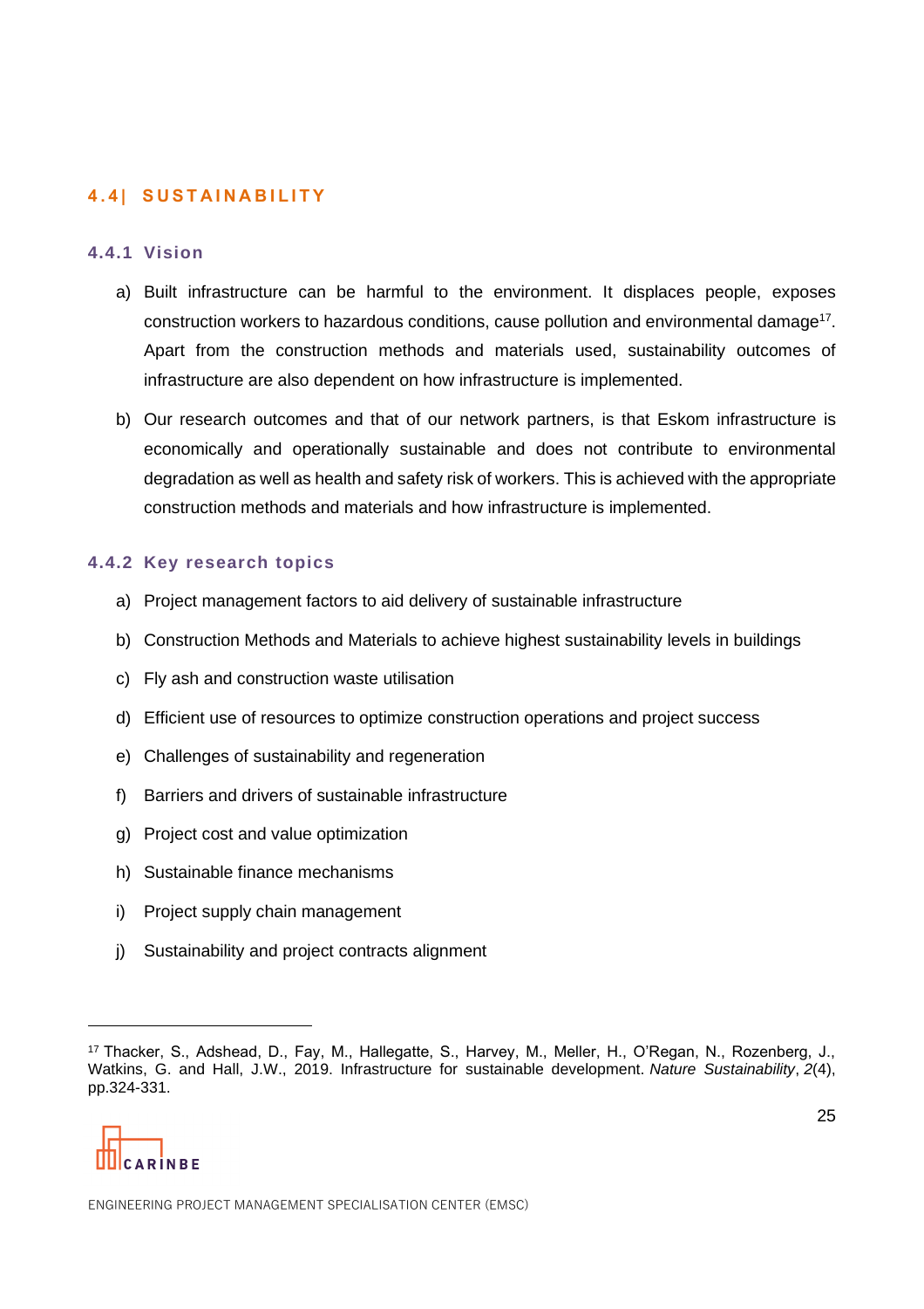## 4.4| SUSTAINABILITY

### 4.4.1 Vision

a) Built infrastructure can be harmful to the environment. It displaces people, exposes construction workers to hazardous conditions, cause pollution and environmental damage[17]. Apart from the construction methods and materials used, sustainability outcomes of infrastructure are also dependent on how infrastructure is implemented.

b) Our research outcomes and that of our network partners, is that Eskom infrastructure is economically and operationally sustainable and does not contribute to environmental degradation as well as health and safety risk of workers. This is achieved with the appropriate construction methods and materials and how infrastructure is implemented.

### 4.4.2 Key research topics

a) Project management factors to aid delivery of sustainable infrastructure

b) Construction Methods and Materials to achieve highest sustainability levels in buildings

c) Fly ash and construction waste utilisation

d) Efficient use of resources to optimize construction operations and project success

e) Challenges of sustainability and regeneration

f) Barriers and drivers of sustainable infrastructure

g) Project cost and value optimization

h) Sustainable finance mechanisms

i) Project supply chain management

j) Sustainability and project contracts alignment

---

[17] Thacker, S., Adshead, D., Fay, M., Hallegatte, S., Harvey, M., Meller, H., O'Regan, N., Rozenberg, J., Watkins, G. and Hall, J.W., 2019. Infrastructure for sustainable development. *Nature Sustainability*, *2*(4), pp.324-331.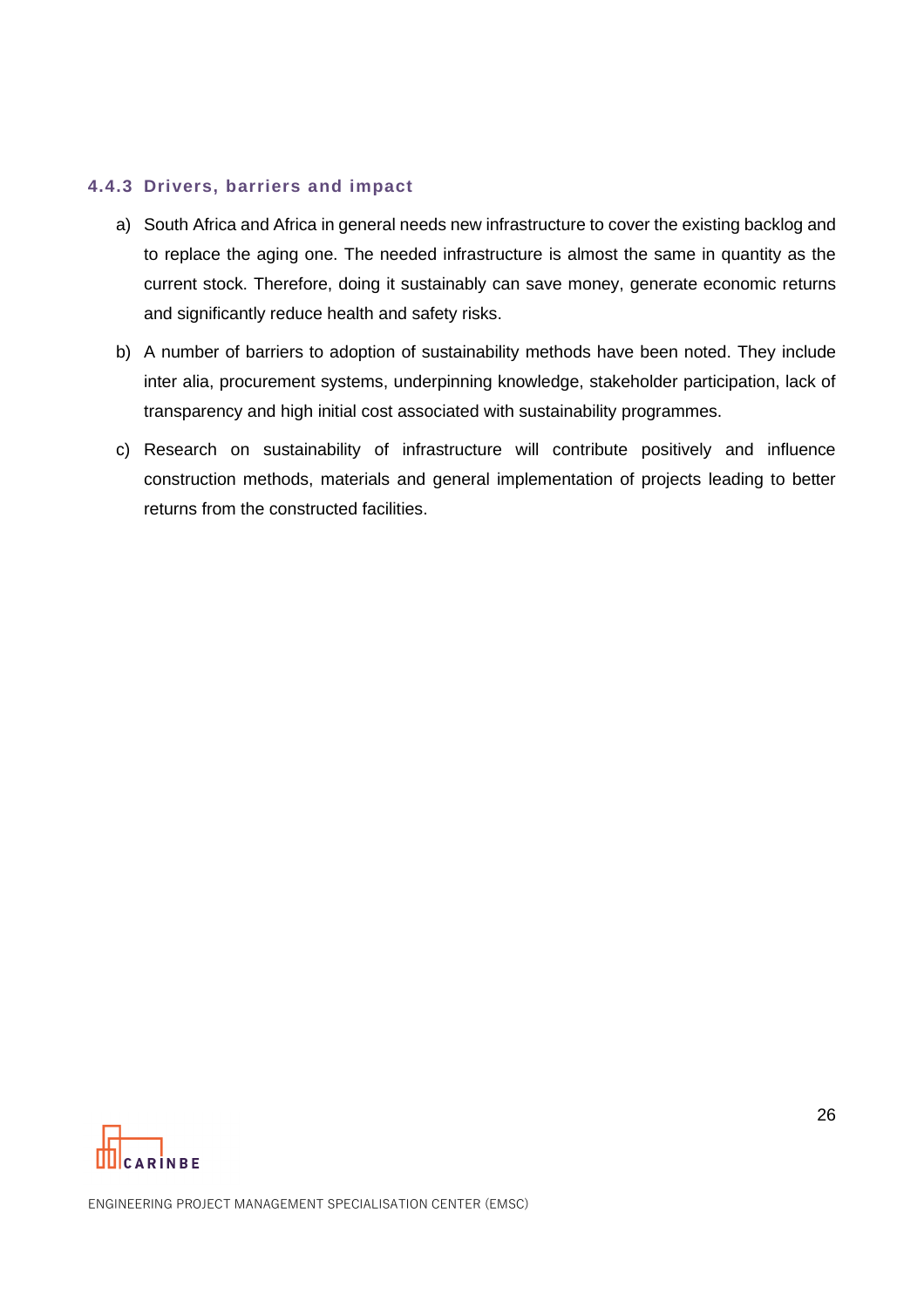### 4.4.3 Drivers, barriers and impact

a) South Africa and Africa in general needs new infrastructure to cover the existing backlog and to replace the aging one. The needed infrastructure is almost the same in quantity as the current stock. Therefore, doing it sustainably can save money, generate economic returns and significantly reduce health and safety risks.

b) A number of barriers to adoption of sustainability methods have been noted. They include inter alia, procurement systems, underpinning knowledge, stakeholder participation, lack of transparency and high initial cost associated with sustainability programmes.

c) Research on sustainability of infrastructure will contribute positively and influence construction methods, materials and general implementation of projects leading to better returns from the constructed facilities.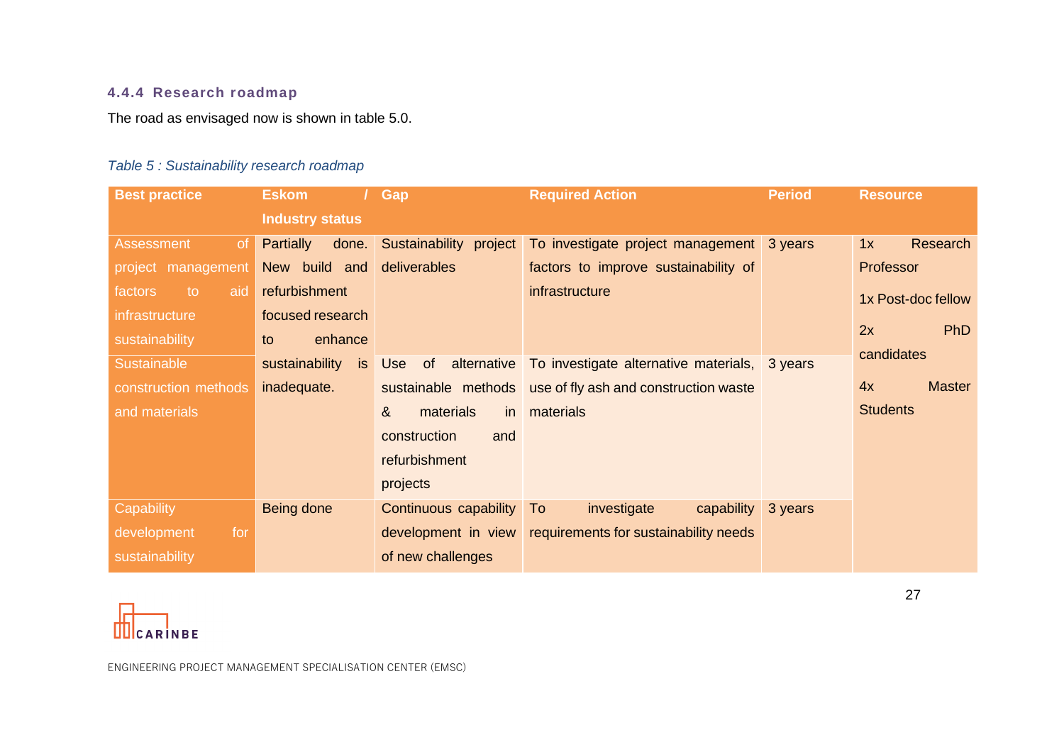### 4.4.4 Research roadmap

The road as envisaged now is shown in table 5.0.

*Table 5 : Sustainability research roadmap*

| Best practice | Eskom / Industry status | Gap | Required Action | Period | Resource |
|---|---|---|---|---|---|
| Assessment of project management factors to aid infrastructure sustainability | Partially done. New build and refurbishment focused research to enhance sustainability is inadequate. | Sustainability project deliverables | To investigate project management factors to improve sustainability of infrastructure | 3 years | 1x Research Professor<br>1x Post-doc fellow<br>2x PhD candidates<br>4x Master Students |
| Sustainable construction methods and materials | | Use of alternative sustainable methods & materials in construction and refurbishment projects | To investigate alternative materials, use of fly ash and construction waste materials | 3 years | |
| Capability development for sustainability | Being done | Continuous capability development in view of new challenges | To investigate capability requirements for sustainability needs | 3 years | |

ENGINEERING PROJECT MANAGEMENT SPECIALISATION CENTER (EMSC)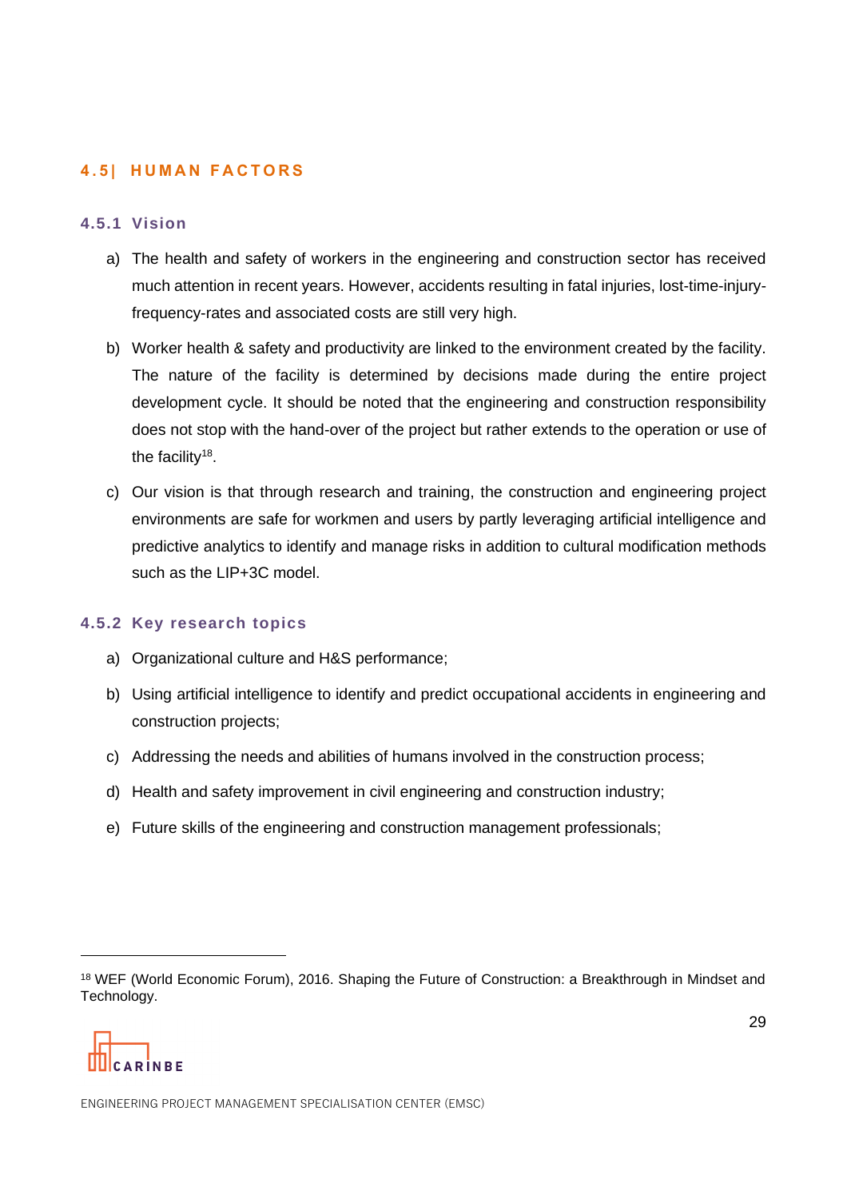## 4.5| HUMAN FACTORS

### 4.5.1 Vision

a) The health and safety of workers in the engineering and construction sector has received much attention in recent years. However, accidents resulting in fatal injuries, lost-time-injury-frequency-rates and associated costs are still very high.

b) Worker health & safety and productivity are linked to the environment created by the facility. The nature of the facility is determined by decisions made during the entire project development cycle. It should be noted that the engineering and construction responsibility does not stop with the hand-over of the project but rather extends to the operation or use of the facility[18].

c) Our vision is that through research and training, the construction and engineering project environments are safe for workmen and users by partly leveraging artificial intelligence and predictive analytics to identify and manage risks in addition to cultural modification methods such as the LIP+3C model.

### 4.5.2 Key research topics

a) Organizational culture and H&S performance;

b) Using artificial intelligence to identify and predict occupational accidents in engineering and construction projects;

c) Addressing the needs and abilities of humans involved in the construction process;

d) Health and safety improvement in civil engineering and construction industry;

e) Future skills of the engineering and construction management professionals;

[18] WEF (World Economic Forum), 2016. Shaping the Future of Construction: a Breakthrough in Mindset and Technology.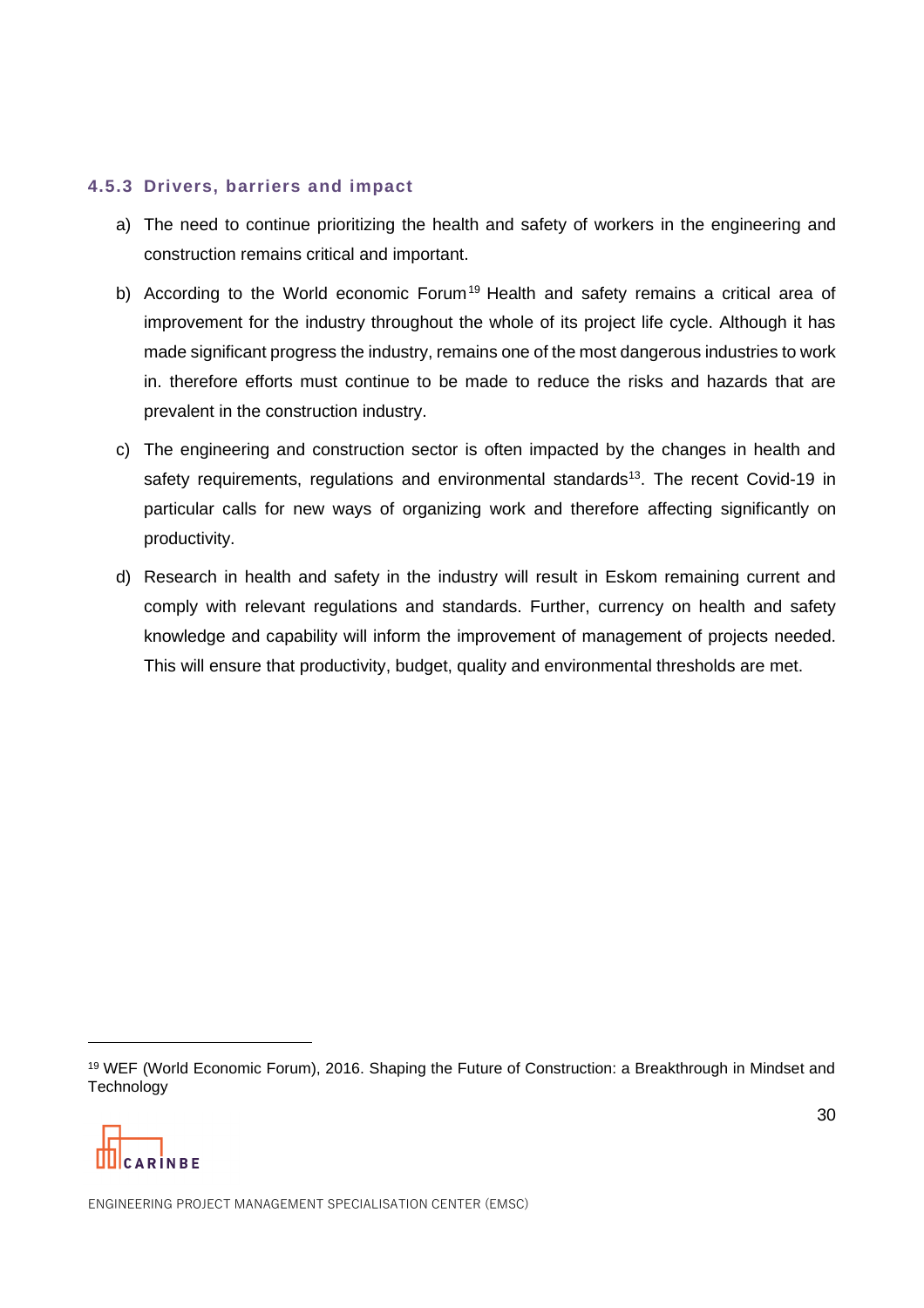### 4.5.3 Drivers, barriers and impact

a) The need to continue prioritizing the health and safety of workers in the engineering and construction remains critical and important.

b) According to the World economic Forum[19] Health and safety remains a critical area of improvement for the industry throughout the whole of its project life cycle. Although it has made significant progress the industry, remains one of the most dangerous industries to work in. therefore efforts must continue to be made to reduce the risks and hazards that are prevalent in the construction industry.

c) The engineering and construction sector is often impacted by the changes in health and safety requirements, regulations and environmental standards[13]. The recent Covid-19 in particular calls for new ways of organizing work and therefore affecting significantly on productivity.

d) Research in health and safety in the industry will result in Eskom remaining current and comply with relevant regulations and standards. Further, currency on health and safety knowledge and capability will inform the improvement of management of projects needed. This will ensure that productivity, budget, quality and environmental thresholds are met.

---

[19] WEF (World Economic Forum), 2016. Shaping the Future of Construction: a Breakthrough in Mindset and Technology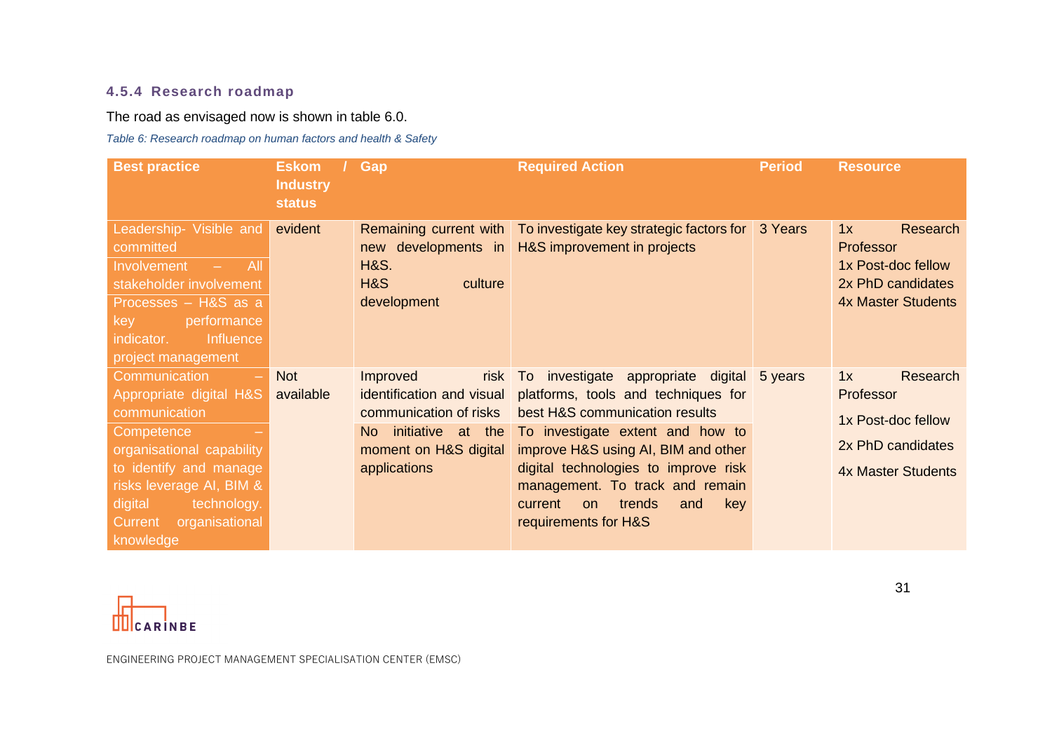### 4.5.4 Research roadmap

The road as envisaged now is shown in table 6.0.

*Table 6: Research roadmap on human factors and health & Safety*

| Best practice | Eskom / Industry status | Gap | Required Action | Period | Resource |
|---|---|---|---|---|---|
| Leadership- Visible and committed<br>Involvement – All stakeholder involvement<br>Processes – H&S as a key performance indicator. Influence project management | evident | Remaining current with new developments in H&S.<br>H&S culture development | To investigate key strategic factors for H&S improvement in projects | 3 Years | 1x Research Professor<br>1x Post-doc fellow<br>2x PhD candidates<br>4x Master Students |
| Communication – Appropriate digital H&S communication<br>Competence – organisational capability to identify and manage risks leverage AI, BIM & digital technology. Current organisational knowledge | Not available | Improved risk identification and visual communication of risks<br>No initiative at the moment on H&S digital applications | To investigate appropriate digital platforms, tools and techniques for best H&S communication results<br>To investigate extent and how to improve H&S using AI, BIM and other digital technologies to improve risk management. To track and remain current on trends and key requirements for H&S | 5 years | 1x Research Professor<br>1x Post-doc fellow<br>2x PhD candidates<br>4x Master Students |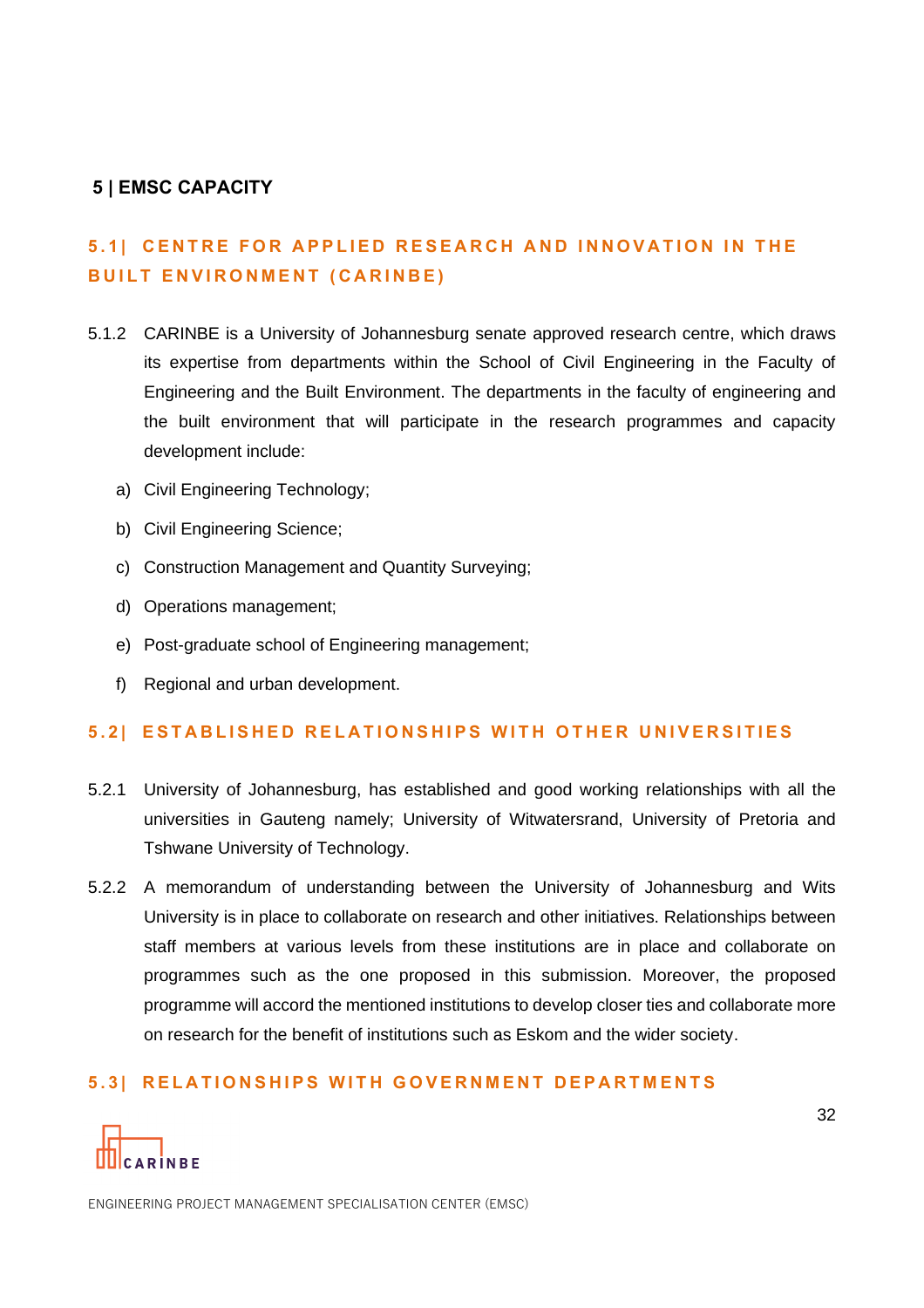# 5 | EMSC CAPACITY

## 5.1| CENTRE FOR APPLIED RESEARCH AND INNOVATION IN THE BUILT ENVIRONMENT (CARINBE)

5.1.2 CARINBE is a University of Johannesburg senate approved research centre, which draws its expertise from departments within the School of Civil Engineering in the Faculty of Engineering and the Built Environment. The departments in the faculty of engineering and the built environment that will participate in the research programmes and capacity development include:

a) Civil Engineering Technology;

b) Civil Engineering Science;

c) Construction Management and Quantity Surveying;

d) Operations management;

e) Post-graduate school of Engineering management;

f) Regional and urban development.

## 5.2| ESTABLISHED RELATIONSHIPS WITH OTHER UNIVERSITIES

5.2.1 University of Johannesburg, has established and good working relationships with all the universities in Gauteng namely; University of Witwatersrand, University of Pretoria and Tshwane University of Technology.

5.2.2 A memorandum of understanding between the University of Johannesburg and Wits University is in place to collaborate on research and other initiatives. Relationships between staff members at various levels from these institutions are in place and collaborate on programmes such as the one proposed in this submission. Moreover, the proposed programme will accord the mentioned institutions to develop closer ties and collaborate more on research for the benefit of institutions such as Eskom and the wider society.

## 5.3| RELATIONSHIPS WITH GOVERNMENT DEPARTMENTS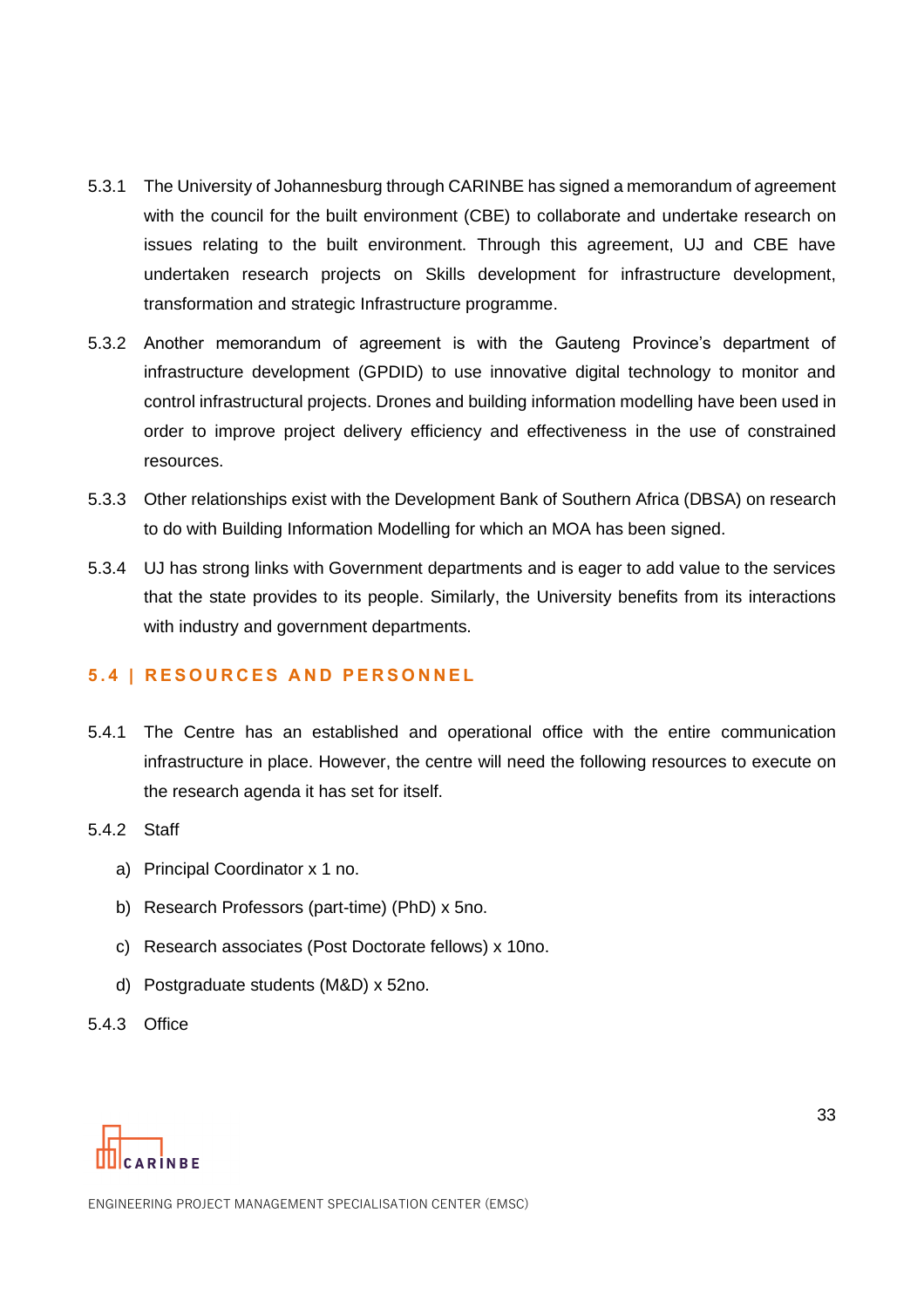5.3.1 The University of Johannesburg through CARINBE has signed a memorandum of agreement with the council for the built environment (CBE) to collaborate and undertake research on issues relating to the built environment. Through this agreement, UJ and CBE have undertaken research projects on Skills development for infrastructure development, transformation and strategic Infrastructure programme.

5.3.2 Another memorandum of agreement is with the Gauteng Province's department of infrastructure development (GPDID) to use innovative digital technology to monitor and control infrastructural projects. Drones and building information modelling have been used in order to improve project delivery efficiency and effectiveness in the use of constrained resources.

5.3.3 Other relationships exist with the Development Bank of Southern Africa (DBSA) on research to do with Building Information Modelling for which an MOA has been signed.

5.3.4 UJ has strong links with Government departments and is eager to add value to the services that the state provides to its people. Similarly, the University benefits from its interactions with industry and government departments.

## 5.4 | RESOURCES AND PERSONNEL

5.4.1 The Centre has an established and operational office with the entire communication infrastructure in place. However, the centre will need the following resources to execute on the research agenda it has set for itself.

5.4.2 Staff

a) Principal Coordinator x 1 no.

b) Research Professors (part-time) (PhD) x 5no.

c) Research associates (Post Doctorate fellows) x 10no.

d) Postgraduate students (M&D) x 52no.

5.4.3 Office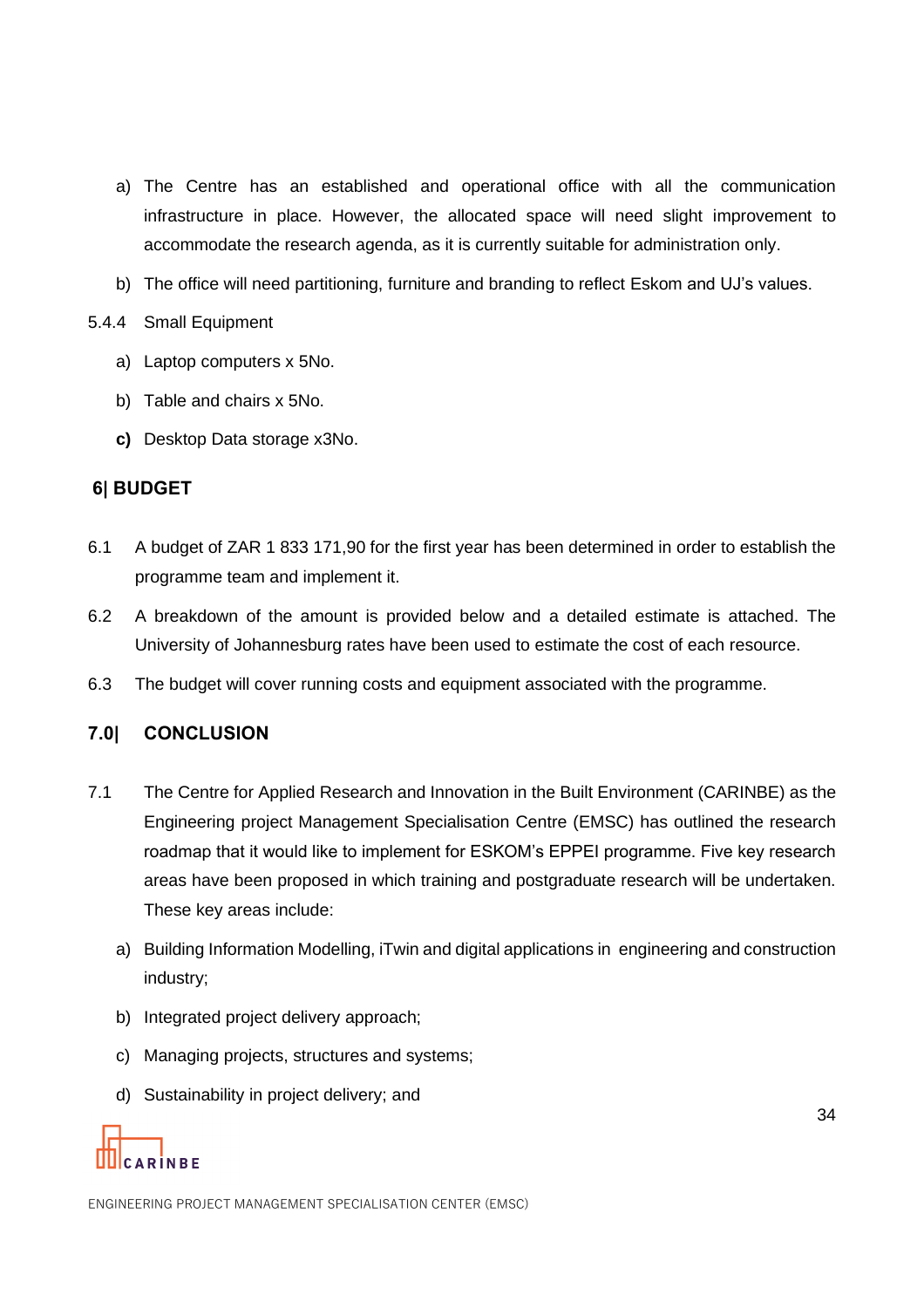a) The Centre has an established and operational office with all the communication infrastructure in place. However, the allocated space will need slight improvement to accommodate the research agenda, as it is currently suitable for administration only.

b) The office will need partitioning, furniture and branding to reflect Eskom and UJ's values.

5.4.4 Small Equipment

a) Laptop computers x 5No.

b) Table and chairs x 5No.

**c)** Desktop Data storage x3No.

## 6| BUDGET

6.1 A budget of ZAR 1 833 171,90 for the first year has been determined in order to establish the programme team and implement it.

6.2 A breakdown of the amount is provided below and a detailed estimate is attached. The University of Johannesburg rates have been used to estimate the cost of each resource.

6.3 The budget will cover running costs and equipment associated with the programme.

## 7.0| CONCLUSION

7.1 The Centre for Applied Research and Innovation in the Built Environment (CARINBE) as the Engineering project Management Specialisation Centre (EMSC) has outlined the research roadmap that it would like to implement for ESKOM's EPPEI programme. Five key research areas have been proposed in which training and postgraduate research will be undertaken. These key areas include:

a) Building Information Modelling, iTwin and digital applications in engineering and construction industry;

b) Integrated project delivery approach;

c) Managing projects, structures and systems;

d) Sustainability in project delivery; and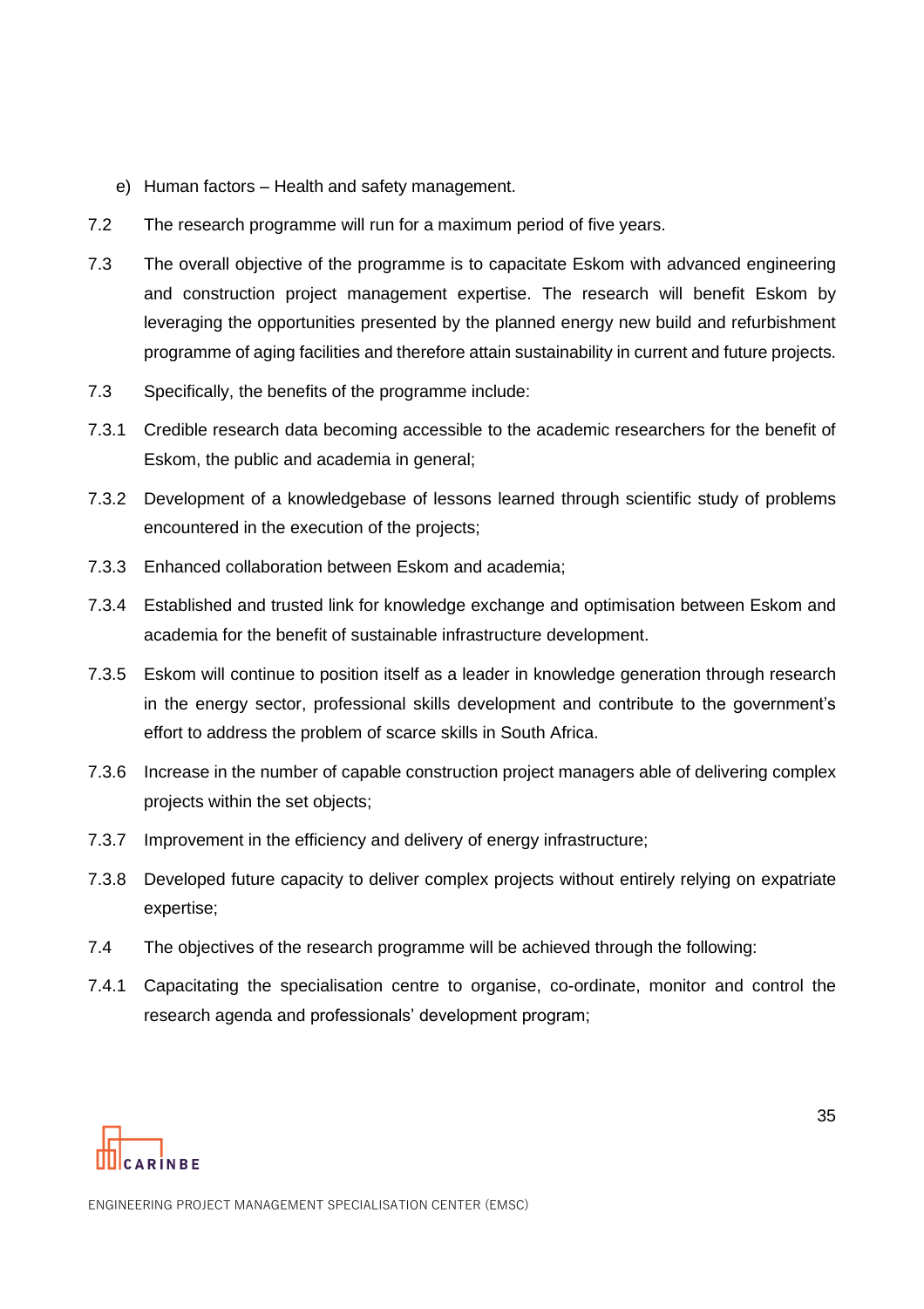e) Human factors – Health and safety management.

7.2 The research programme will run for a maximum period of five years.

7.3 The overall objective of the programme is to capacitate Eskom with advanced engineering and construction project management expertise. The research will benefit Eskom by leveraging the opportunities presented by the planned energy new build and refurbishment programme of aging facilities and therefore attain sustainability in current and future projects.

7.3 Specifically, the benefits of the programme include:

7.3.1 Credible research data becoming accessible to the academic researchers for the benefit of Eskom, the public and academia in general;

7.3.2 Development of a knowledgebase of lessons learned through scientific study of problems encountered in the execution of the projects;

7.3.3 Enhanced collaboration between Eskom and academia;

7.3.4 Established and trusted link for knowledge exchange and optimisation between Eskom and academia for the benefit of sustainable infrastructure development.

7.3.5 Eskom will continue to position itself as a leader in knowledge generation through research in the energy sector, professional skills development and contribute to the government's effort to address the problem of scarce skills in South Africa.

7.3.6 Increase in the number of capable construction project managers able of delivering complex projects within the set objects;

7.3.7 Improvement in the efficiency and delivery of energy infrastructure;

7.3.8 Developed future capacity to deliver complex projects without entirely relying on expatriate expertise;

7.4 The objectives of the research programme will be achieved through the following:

7.4.1 Capacitating the specialisation centre to organise, co-ordinate, monitor and control the research agenda and professionals' development program;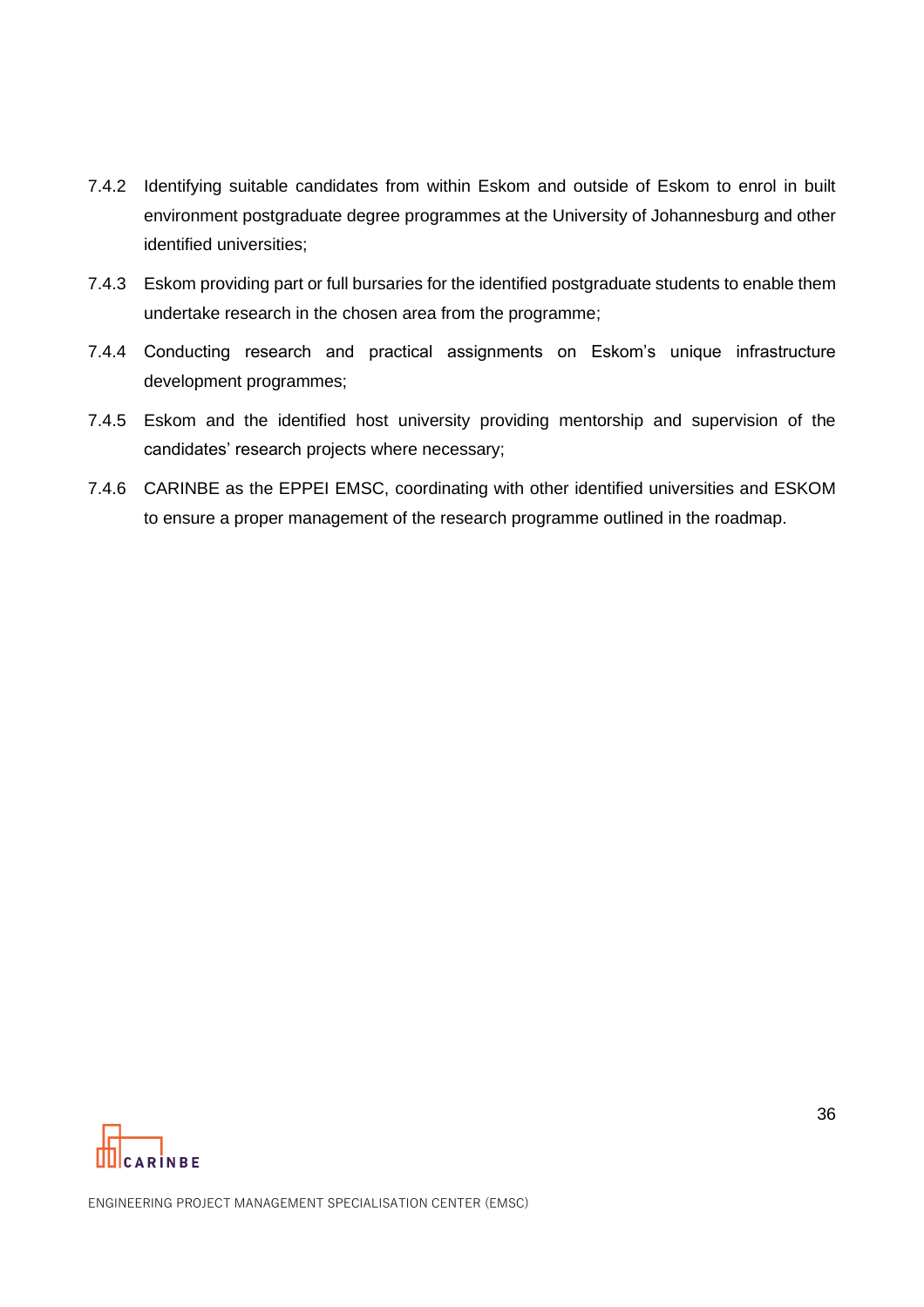7.4.2 Identifying suitable candidates from within Eskom and outside of Eskom to enrol in built environment postgraduate degree programmes at the University of Johannesburg and other identified universities;

7.4.3 Eskom providing part or full bursaries for the identified postgraduate students to enable them undertake research in the chosen area from the programme;

7.4.4 Conducting research and practical assignments on Eskom's unique infrastructure development programmes;

7.4.5 Eskom and the identified host university providing mentorship and supervision of the candidates' research projects where necessary;

7.4.6 CARINBE as the EPPEI EMSC, coordinating with other identified universities and ESKOM to ensure a proper management of the research programme outlined in the roadmap.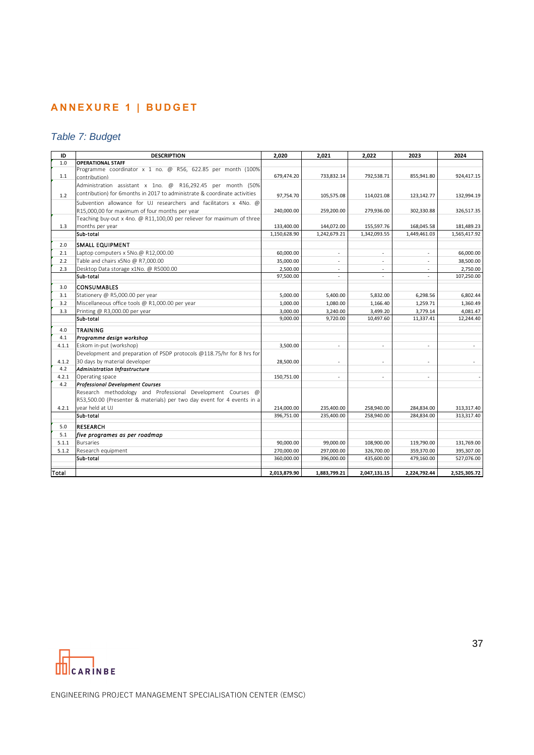## ANNEXURE 1 | BUDGET

*Table 7: Budget*

| ID | DESCRIPTION | 2,020 | 2,021 | 2,022 | 2023 | 2024 |
|---|---|---|---|---|---|---|
| 1.0 | **OPERATIONAL STAFF** | | | | | |
| 1.1 | Programme coordinator x 1 no. @ R56, 622.85 per month (100% contribution) | 679,474.20 | 733,832.14 | 792,538.71 | 855,941.80 | 924,417.15 |
| 1.2 | Administration assistant x 1no. @ R16,292.45 per month (50% contribution) for 6months in 2017 to administrate & coordinate activities | 97,754.70 | 105,575.08 | 114,021.08 | 123,142.77 | 132,994.19 |
| | Subvention allowance for UJ researchers and facilitators x 4No. @ R15,000,00 for maximum of four months per year | 240,000.00 | 259,200.00 | 279,936.00 | 302,330.88 | 326,517.35 |
| 1.3 | Teaching buy-out x 4no. @ R11,100,00 per reliever for maximum of three months per year | 133,400.00 | 144,072.00 | 155,597.76 | 168,045.58 | 181,489.23 |
| | Sub-total | 1,150,628.90 | 1,242,679.21 | 1,342,093.55 | 1,449,461.03 | 1,565,417.92 |
| 2.0 | **SMALL EQUIPMENT** | | | | | |
| 2.1 | Laptop computers x 5No.@ R12,000.00 | 60,000.00 | - | - | - | 66,000.00 |
| 2.2 | Table and chairs x5No @ R7,000.00 | 35,000.00 | - | - | - | 38,500.00 |
| 2.3 | Desktop Data storage x1No. @ R5000.00 | 2,500.00 | - | - | - | 2,750.00 |
| | Sub-total | 97,500.00 | - | - | - | 107,250.00 |
| 3.0 | **CONSUMABLES** | | | | | |
| 3.1 | Stationery @ R5,000.00 per year | 5,000.00 | 5,400.00 | 5,832.00 | 6,298.56 | 6,802.44 |
| 3.2 | Miscellaneous office tools @ R1,000.00 per year | 1,000.00 | 1,080.00 | 1,166.40 | 1,259.71 | 1,360.49 |
| 3.3 | Printing @ R3,000.00 per year | 3,000.00 | 3,240.00 | 3,499.20 | 3,779.14 | 4,081.47 |
| | Sub-total | 9,000.00 | 9,720.00 | 10,497.60 | 11,337.41 | 12,244.40 |
| 4.0 | **TRAINING** | | | | | |
| 4.1 | ***Programme design workshop*** | | | | | |
| 4.1.1 | Eskom in-put (workshop) | 3,500.00 | - | - | - | - |
| 4.1.2 | Development and preparation of PSDP protocols @118.75/hr for 8 hrs for 30 days by material developer | 28,500.00 | - | - | - | - |
| 4.2 | ***Administration Infrastructure*** | | | | | |
| 4.2.1 | Operating space | 150,751.00 | - | - | - | - |
| 4.2 | ***Professional Development Courses*** | | | | | |
| 4.2.1 | Research methodology and Professional Development Courses @ R53,500.00 (Presenter & materials) per two day event for 4 events in a year held at UJ | 214,000.00 | 235,400.00 | 258,940.00 | 284,834.00 | 313,317.40 |
| | Sub-total | 396,751.00 | 235,400.00 | 258,940.00 | 284,834.00 | 313,317.40 |
| 5.0 | **RESEARCH** | | | | | |
| 5.1 | ***five programes as per roadmap*** | | | | | |
| 5.1.1 | Bursaries | 90,000.00 | 99,000.00 | 108,900.00 | 119,790.00 | 131,769.00 |
| 5.1.2 | Research equipment | 270,000.00 | 297,000.00 | 326,700.00 | 359,370.00 | 395,307.00 |
| | Sub-total | 360,000.00 | 396,000.00 | 435,600.00 | 479,160.00 | 527,076.00 |
| Total | | 2,013,879.90 | 1,883,799.21 | 2,047,131.15 | 2,224,792.44 | 2,525,305.72 |

CARINBE

ENGINEERING PROJECT MANAGEMENT SPECIALISATION CENTER (EMSC)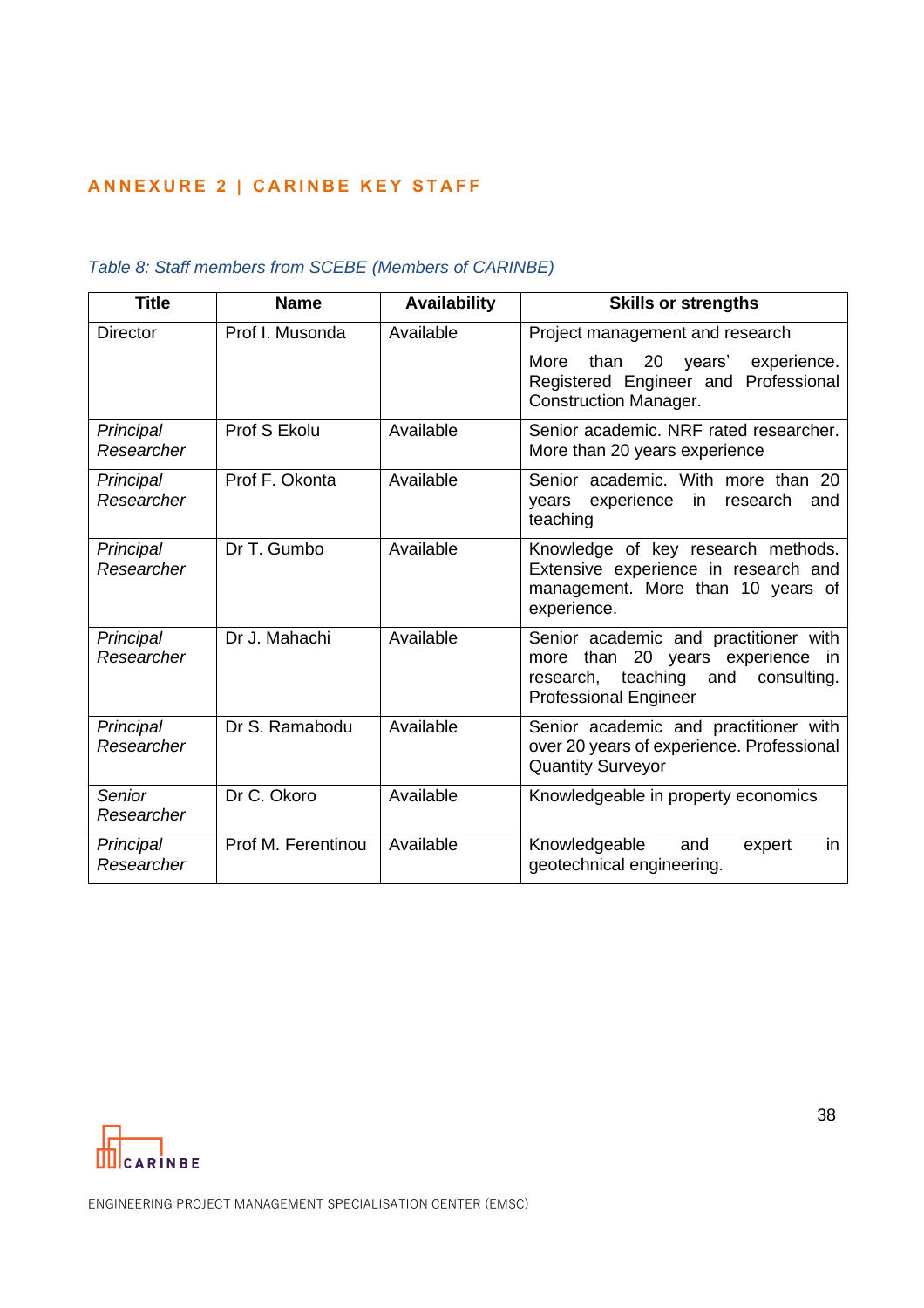## ANNEXURE 2 | CARINBE KEY STAFF

*Table 8: Staff members from SCEBE (Members of CARINBE)*

| Title | Name | Availability | Skills or strengths |
|---|---|---|---|
| Director | Prof I. Musonda | Available | Project management and research<br>More than 20 years' experience. Registered Engineer and Professional Construction Manager. |
| *Principal Researcher* | Prof S Ekolu | Available | Senior academic. NRF rated researcher. More than 20 years experience |
| *Principal Researcher* | Prof F. Okonta | Available | Senior academic. With more than 20 years experience in research and teaching |
| *Principal Researcher* | Dr T. Gumbo | Available | Knowledge of key research methods. Extensive experience in research and management. More than 10 years of experience. |
| *Principal Researcher* | Dr J. Mahachi | Available | Senior academic and practitioner with more than 20 years experience in research, teaching and consulting. Professional Engineer |
| *Principal Researcher* | Dr S. Ramabodu | Available | Senior academic and practitioner with over 20 years of experience. Professional Quantity Surveyor |
| *Senior Researcher* | Dr C. Okoro | Available | Knowledgeable in property economics |
| *Principal Researcher* | Prof M. Ferentinou | Available | Knowledgeable and expert in geotechnical engineering. |